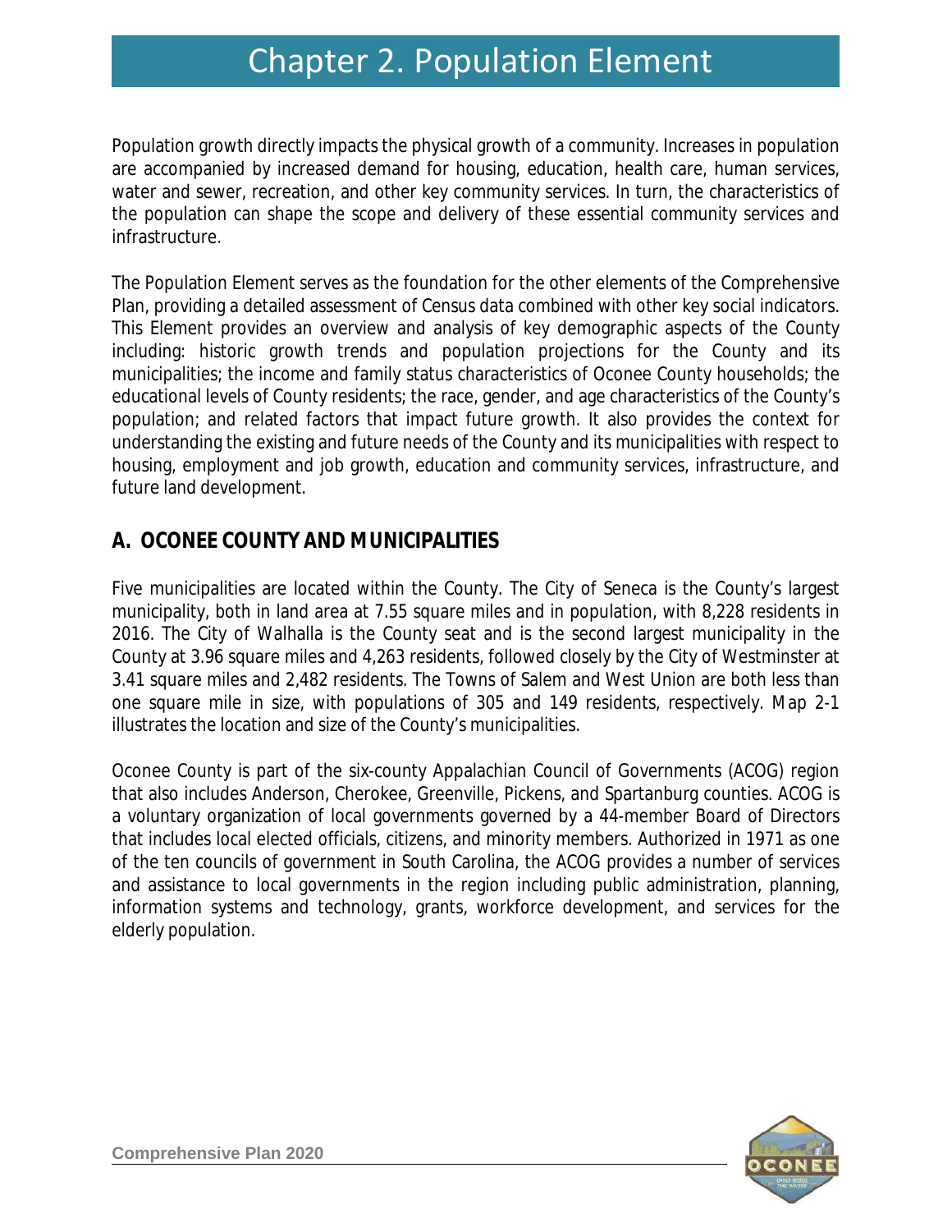# Chapter 2. Population Element

Population growth directly impacts the physical growth of a community. Increases in population are accompanied by increased demand for housing, education, health care, human services, water and sewer, recreation, and other key community services. In turn, the characteristics of the population can shape the scope and delivery of these essential community services and infrastructure.

The Population Element serves as the foundation for the other elements of the Comprehensive Plan, providing a detailed assessment of Census data combined with other key social indicators. This Element provides an overview and analysis of key demographic aspects of the County including: historic growth trends and population projections for the County and its municipalities; the income and family status characteristics of Oconee County households; the educational levels of County residents; the race, gender, and age characteristics of the County's population; and related factors that impact future growth. It also provides the context for understanding the existing and future needs of the County and its municipalities with respect to housing, employment and job growth, education and community services, infrastructure, and future land development.

## A. OCONEE COUNTY AND MUNICIPALITIES

Five municipalities are located within the County. The City of Seneca is the County's largest municipality, both in land area at 7.55 square miles and in population, with 8,228 residents in 2016. The City of Walhalla is the County seat and is the second largest municipality in the County at 3.96 square miles and 4,263 residents, followed closely by the City of Westminster at 3.41 square miles and 2,482 residents. The Towns of Salem and West Union are both less than one square mile in size, with populations of 305 and 149 residents, respectively. Map 2-1 illustrates the location and size of the County's municipalities.

Oconee County is part of the six-county Appalachian Council of Governments (ACOG) region that also includes Anderson, Cherokee, Greenville, Pickens, and Spartanburg counties. ACOG is a voluntary organization of local governments governed by a 44-member Board of Directors that includes local elected officials, citizens, and minority members. Authorized in 1971 as one of the ten councils of government in South Carolina, the ACOG provides a number of services and assistance to local governments in the region including public administration, planning, information systems and technology, grants, workforce development, and services for the elderly population.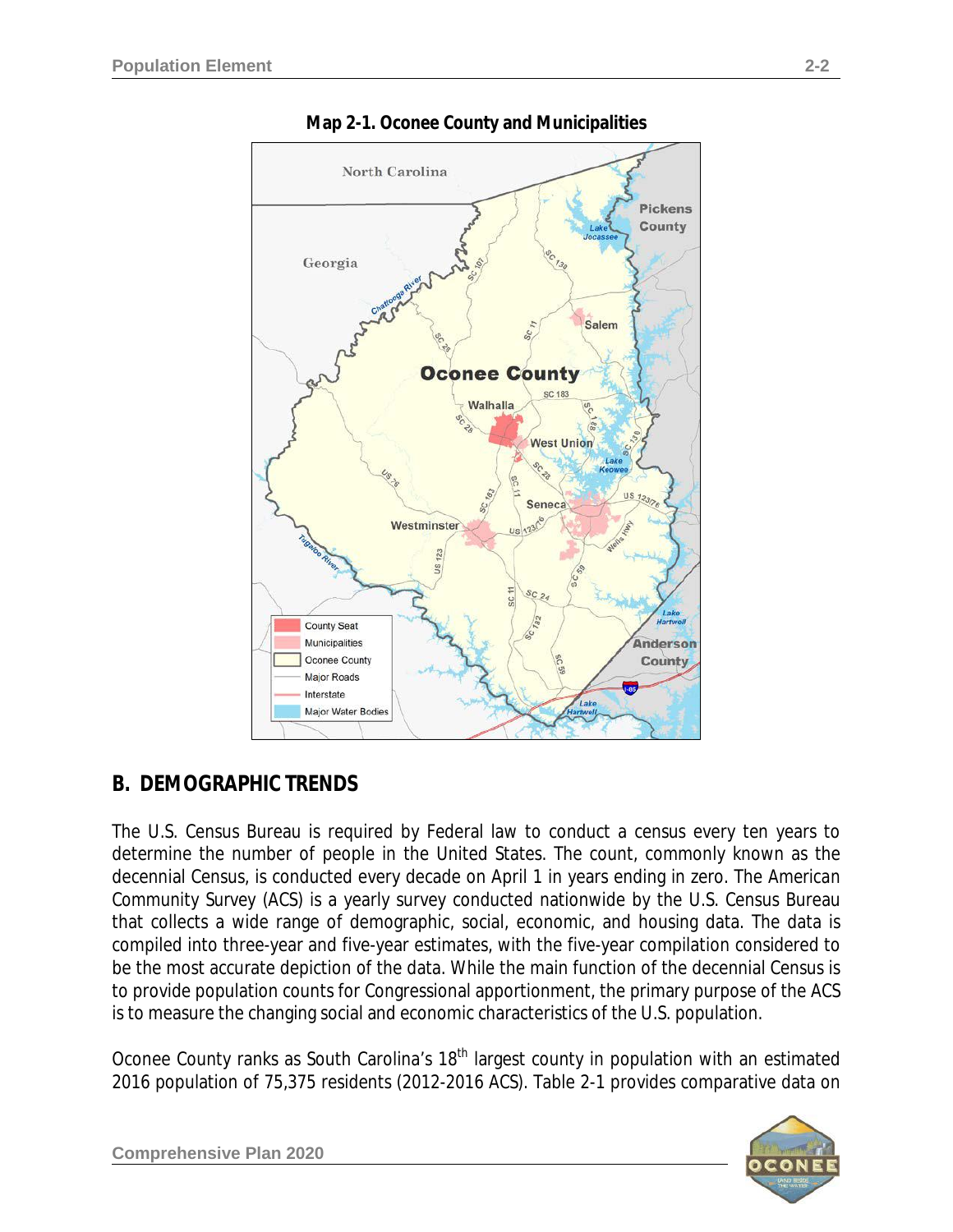**Map 2-1. Oconee County and Municipalities**

## B. DEMOGRAPHIC TRENDS

The U.S. Census Bureau is required by Federal law to conduct a census every ten years to determine the number of people in the United States. The count, commonly known as the decennial Census, is conducted every decade on April 1 in years ending in zero. The American Community Survey (ACS) is a yearly survey conducted nationwide by the U.S. Census Bureau that collects a wide range of demographic, social, economic, and housing data. The data is compiled into three-year and five-year estimates, with the five-year compilation considered to be the most accurate depiction of the data. While the main function of the decennial Census is to provide population counts for Congressional apportionment, the primary purpose of the ACS is to measure the changing social and economic characteristics of the U.S. population.

Oconee County ranks as South Carolina's 18th largest county in population with an estimated 2016 population of 75,375 residents (2012-2016 ACS). Table 2-1 provides comparative data on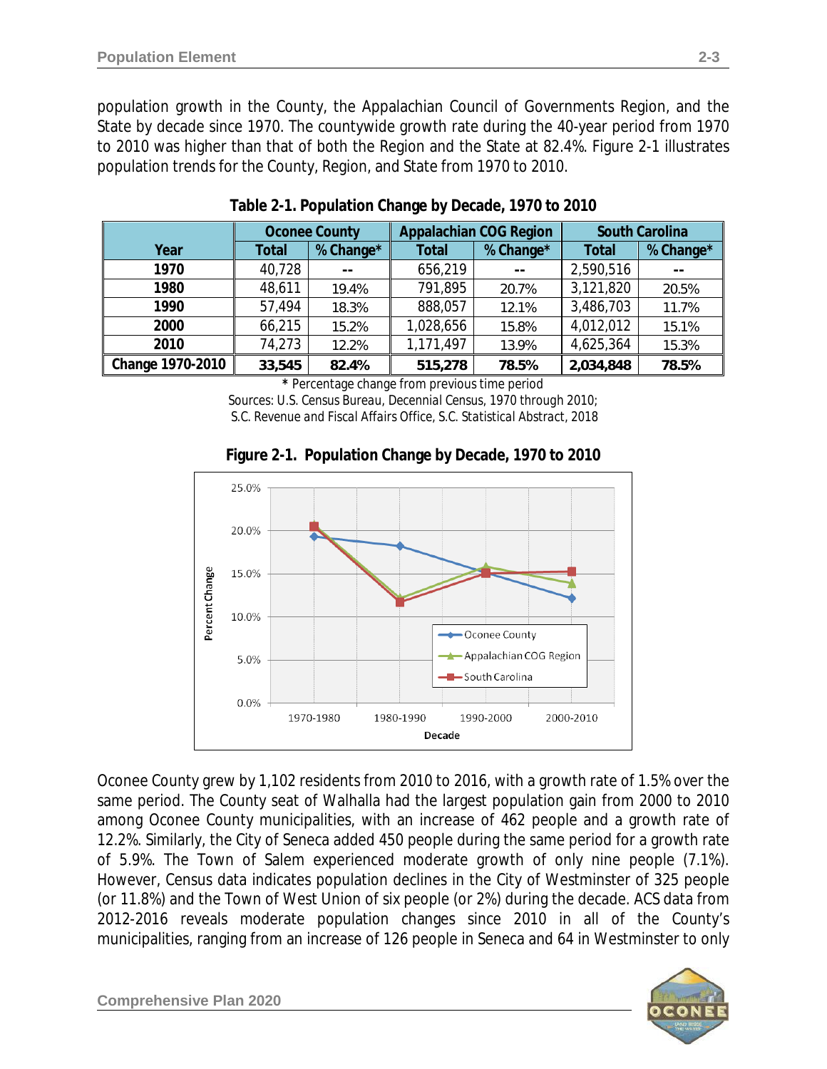population growth in the County, the Appalachian Council of Governments Region, and the State by decade since 1970. The countywide growth rate during the 40-year period from 1970 to 2010 was higher than that of both the Region and the State at 82.4%. Figure 2-1 illustrates population trends for the County, Region, and State from 1970 to 2010.

**Table 2-1. Population Change by Decade, 1970 to 2010**

| Year | Oconee County | | Appalachian COG Region | | South Carolina | |
|---|---|---|---|---|---|---|
| | Total | % Change* | Total | % Change* | Total | % Change* |
| 1970 | 40,728 | -- | 656,219 | -- | 2,590,516 | -- |
| 1980 | 48,611 | 19.4% | 791,895 | 20.7% | 3,121,820 | 20.5% |
| 1990 | 57,494 | 18.3% | 888,057 | 12.1% | 3,486,703 | 11.7% |
| 2000 | 66,215 | 15.2% | 1,028,656 | 15.8% | 4,012,012 | 15.1% |
| 2010 | 74,273 | 12.2% | 1,171,497 | 13.9% | 4,625,364 | 15.3% |
| **Change 1970-2010** | **33,545** | **82.4%** | **515,278** | **78.5%** | **2,034,848** | **78.5%** |

\* Percentage change from previous time period
Sources: U.S. Census Bureau, Decennial Census, 1970 through 2010; S.C. Revenue and Fiscal Affairs Office, S.C. Statistical Abstract, 2018

**Figure 2-1. Population Change by Decade, 1970 to 2010**

Oconee County grew by 1,102 residents from 2010 to 2016, with a growth rate of 1.5% over the same period. The County seat of Walhalla had the largest population gain from 2000 to 2010 among Oconee County municipalities, with an increase of 462 people and a growth rate of 12.2%. Similarly, the City of Seneca added 450 people during the same period for a growth rate of 5.9%. The Town of Salem experienced moderate growth of only nine people (7.1%). However, Census data indicates population declines in the City of Westminster of 325 people (or 11.8%) and the Town of West Union of six people (or 2%) during the decade. ACS data from 2012-2016 reveals moderate population changes since 2010 in all of the County's municipalities, ranging from an increase of 126 people in Seneca and 64 in Westminster to only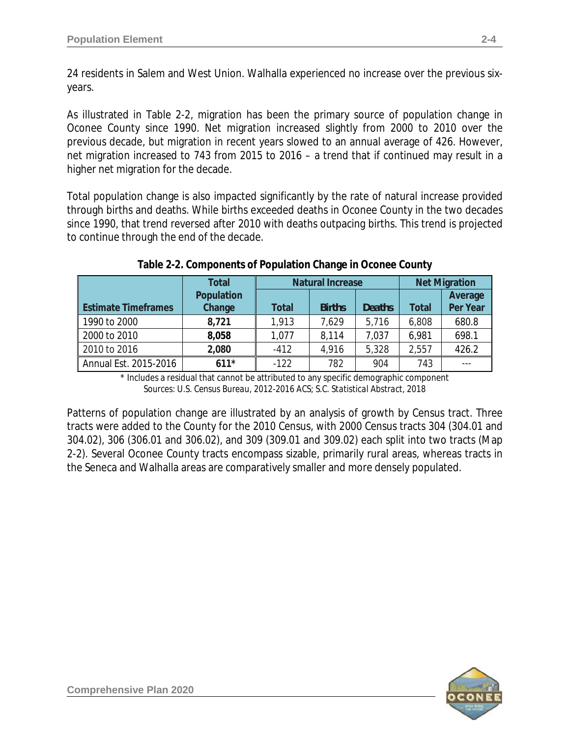24 residents in Salem and West Union. Walhalla experienced no increase over the previous six-years.

As illustrated in Table 2-2, migration has been the primary source of population change in Oconee County since 1990. Net migration increased slightly from 2000 to 2010 over the previous decade, but migration in recent years slowed to an annual average of 426. However, net migration increased to 743 from 2015 to 2016 – a trend that if continued may result in a higher net migration for the decade.

Total population change is also impacted significantly by the rate of natural increase provided through births and deaths. While births exceeded deaths in Oconee County in the two decades since 1990, that trend reversed after 2010 with deaths outpacing births. This trend is projected to continue through the end of the decade.

**Table 2-2. Components of Population Change in Oconee County**

| Estimate Timeframes | Total Population Change | Natural Increase | | | Net Migration | |
|---|---|---|---|---|---|---|
| | | Total | Births | Deaths | Total | Average Per Year |
| 1990 to 2000 | **8,721** | 1,913 | 7,629 | 5,716 | 6,808 | 680.8 |
| 2000 to 2010 | **8,058** | 1,077 | 8,114 | 7,037 | 6,981 | 698.1 |
| 2010 to 2016 | **2,080** | -412 | 4,916 | 5,328 | 2,557 | 426.2 |
| Annual Est. 2015-2016 | **611*** | -122 | 782 | 904 | 743 | --- |

\* Includes a residual that cannot be attributed to any specific demographic component
Sources: U.S. Census Bureau, 2012-2016 ACS; S.C. *Statistical Abstract*, 2018

Patterns of population change are illustrated by an analysis of growth by Census tract. Three tracts were added to the County for the 2010 Census, with 2000 Census tracts 304 (304.01 and 304.02), 306 (306.01 and 306.02), and 309 (309.01 and 309.02) each split into two tracts (Map 2-2). Several Oconee County tracts encompass sizable, primarily rural areas, whereas tracts in the Seneca and Walhalla areas are comparatively smaller and more densely populated.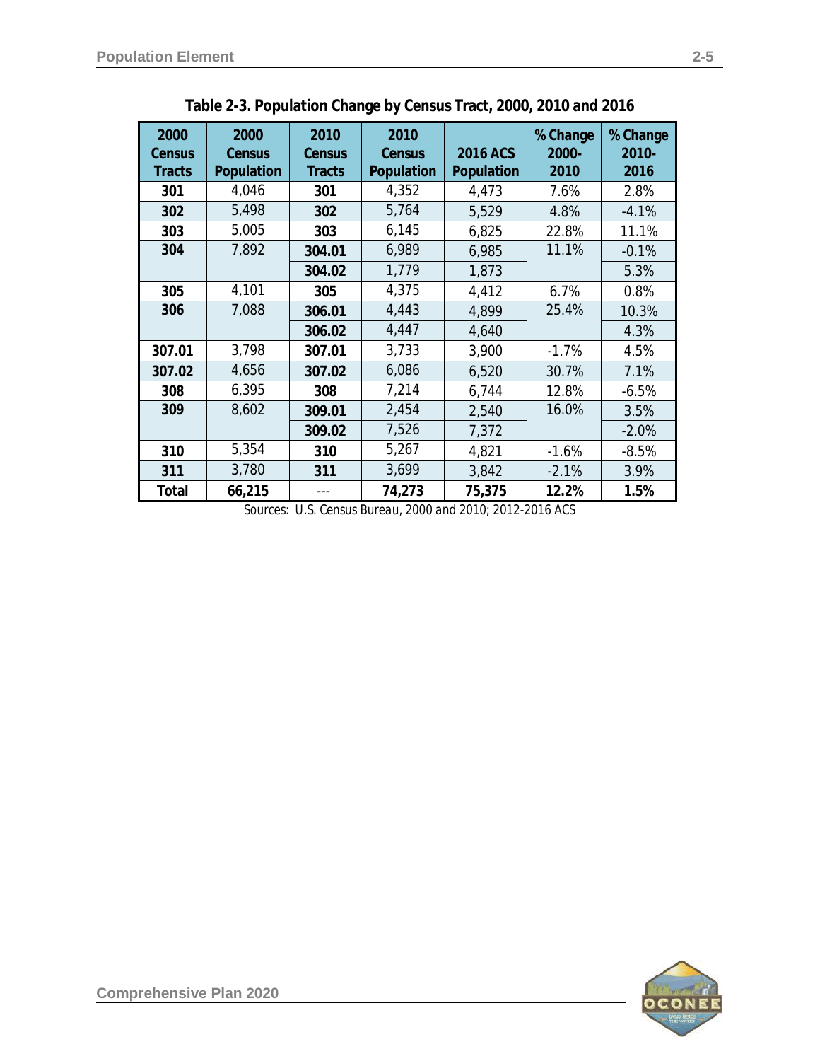**Table 2-3. Population Change by Census Tract, 2000, 2010 and 2016**

| 2000 Census Tracts | 2000 Census Population | 2010 Census Tracts | 2010 Census Population | 2016 ACS Population | % Change 2000-2010 | % Change 2010-2016 |
|---|---|---|---|---|---|---|
| **301** | 4,046 | **301** | 4,352 | 4,473 | 7.6% | 2.8% |
| **302** | 5,498 | **302** | 5,764 | 5,529 | 4.8% | -4.1% |
| **303** | 5,005 | **303** | 6,145 | 6,825 | 22.8% | 11.1% |
| **304** | 7,892 | **304.01** | 6,989 | 6,985 | 11.1% | -0.1% |
| | | **304.02** | 1,779 | 1,873 | | 5.3% |
| **305** | 4,101 | **305** | 4,375 | 4,412 | 6.7% | 0.8% |
| **306** | 7,088 | **306.01** | 4,443 | 4,899 | 25.4% | 10.3% |
| | | **306.02** | 4,447 | 4,640 | | 4.3% |
| **307.01** | 3,798 | **307.01** | 3,733 | 3,900 | -1.7% | 4.5% |
| **307.02** | 4,656 | **307.02** | 6,086 | 6,520 | 30.7% | 7.1% |
| **308** | 6,395 | **308** | 7,214 | 6,744 | 12.8% | -6.5% |
| **309** | 8,602 | **309.01** | 2,454 | 2,540 | 16.0% | 3.5% |
| | | **309.02** | 7,526 | 7,372 | | -2.0% |
| **310** | 5,354 | **310** | 5,267 | 4,821 | -1.6% | -8.5% |
| **311** | 3,780 | **311** | 3,699 | 3,842 | -2.1% | 3.9% |
| **Total** | **66,215** | --- | **74,273** | **75,375** | **12.2%** | **1.5%** |

*Sources: U.S. Census Bureau, 2000 and 2010; 2012-2016 ACS*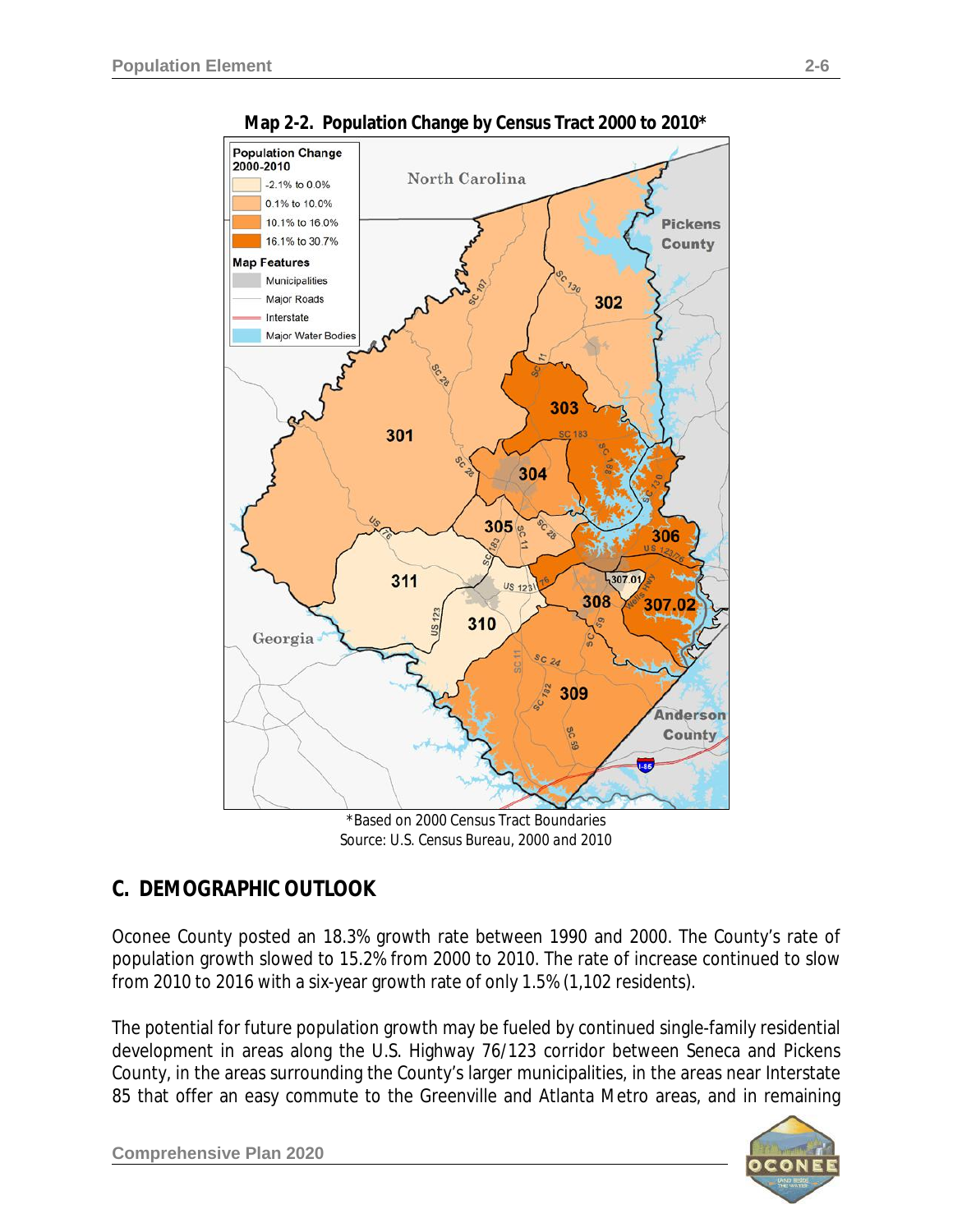**Map 2-2. Population Change by Census Tract 2000 to 2010***

*Based on 2000 Census Tract Boundaries
Source: U.S. Census Bureau, 2000 and 2010

## C. DEMOGRAPHIC OUTLOOK

Oconee County posted an 18.3% growth rate between 1990 and 2000. The County's rate of population growth slowed to 15.2% from 2000 to 2010. The rate of increase continued to slow from 2010 to 2016 with a six-year growth rate of only 1.5% (1,102 residents).

The potential for future population growth may be fueled by continued single-family residential development in areas along the U.S. Highway 76/123 corridor between Seneca and Pickens County, in the areas surrounding the County's larger municipalities, in the areas near Interstate 85 that offer an easy commute to the Greenville and Atlanta Metro areas, and in remaining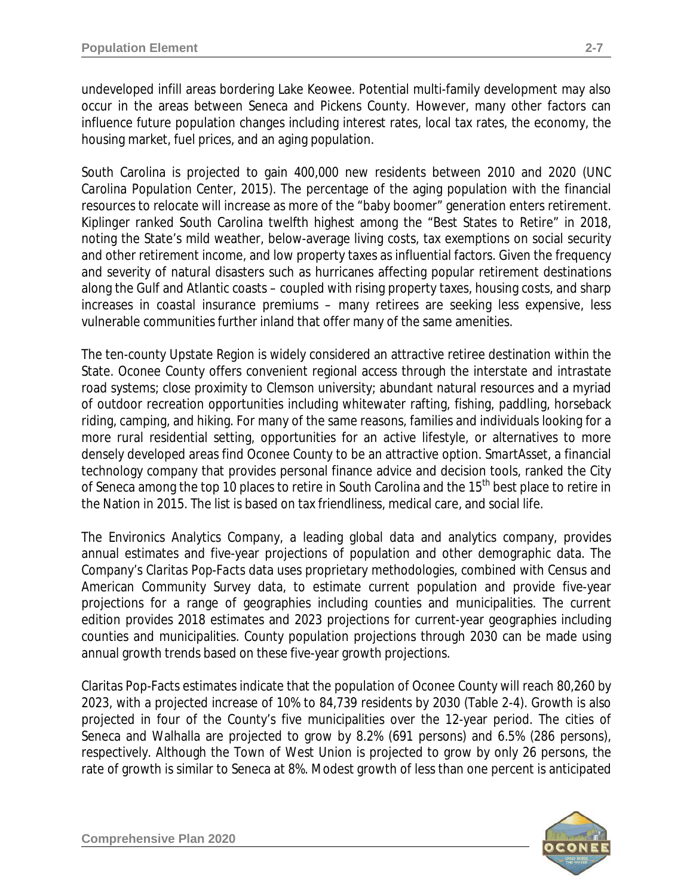undeveloped infill areas bordering Lake Keowee. Potential multi-family development may also occur in the areas between Seneca and Pickens County. However, many other factors can influence future population changes including interest rates, local tax rates, the economy, the housing market, fuel prices, and an aging population.

South Carolina is projected to gain 400,000 new residents between 2010 and 2020 (UNC Carolina Population Center, 2015). The percentage of the aging population with the financial resources to relocate will increase as more of the "baby boomer" generation enters retirement. Kiplinger ranked South Carolina twelfth highest among the "Best States to Retire" in 2018, noting the State's mild weather, below-average living costs, tax exemptions on social security and other retirement income, and low property taxes as influential factors. Given the frequency and severity of natural disasters such as hurricanes affecting popular retirement destinations along the Gulf and Atlantic coasts – coupled with rising property taxes, housing costs, and sharp increases in coastal insurance premiums – many retirees are seeking less expensive, less vulnerable communities further inland that offer many of the same amenities.

The ten-county Upstate Region is widely considered an attractive retiree destination within the State. Oconee County offers convenient regional access through the interstate and intrastate road systems; close proximity to Clemson university; abundant natural resources and a myriad of outdoor recreation opportunities including whitewater rafting, fishing, paddling, horseback riding, camping, and hiking. For many of the same reasons, families and individuals looking for a more rural residential setting, opportunities for an active lifestyle, or alternatives to more densely developed areas find Oconee County to be an attractive option. SmartAsset, a financial technology company that provides personal finance advice and decision tools, ranked the City of Seneca among the top 10 places to retire in South Carolina and the 15th best place to retire in the Nation in 2015. The list is based on tax friendliness, medical care, and social life.

The Environics Analytics Company, a leading global data and analytics company, provides annual estimates and five-year projections of population and other demographic data. The Company's *Claritas Pop-Facts* data uses proprietary methodologies, combined with Census and American Community Survey data, to estimate current population and provide five-year projections for a range of geographies including counties and municipalities. The current edition provides 2018 estimates and 2023 projections for current-year geographies including counties and municipalities. County population projections through 2030 can be made using annual growth trends based on these five-year growth projections.

Claritas Pop-Facts estimates indicate that the population of Oconee County will reach 80,260 by 2023, with a projected increase of 10% to 84,739 residents by 2030 (Table 2-4). Growth is also projected in four of the County's five municipalities over the 12-year period. The cities of Seneca and Walhalla are projected to grow by 8.2% (691 persons) and 6.5% (286 persons), respectively. Although the Town of West Union is projected to grow by only 26 persons, the rate of growth is similar to Seneca at 8%. Modest growth of less than one percent is anticipated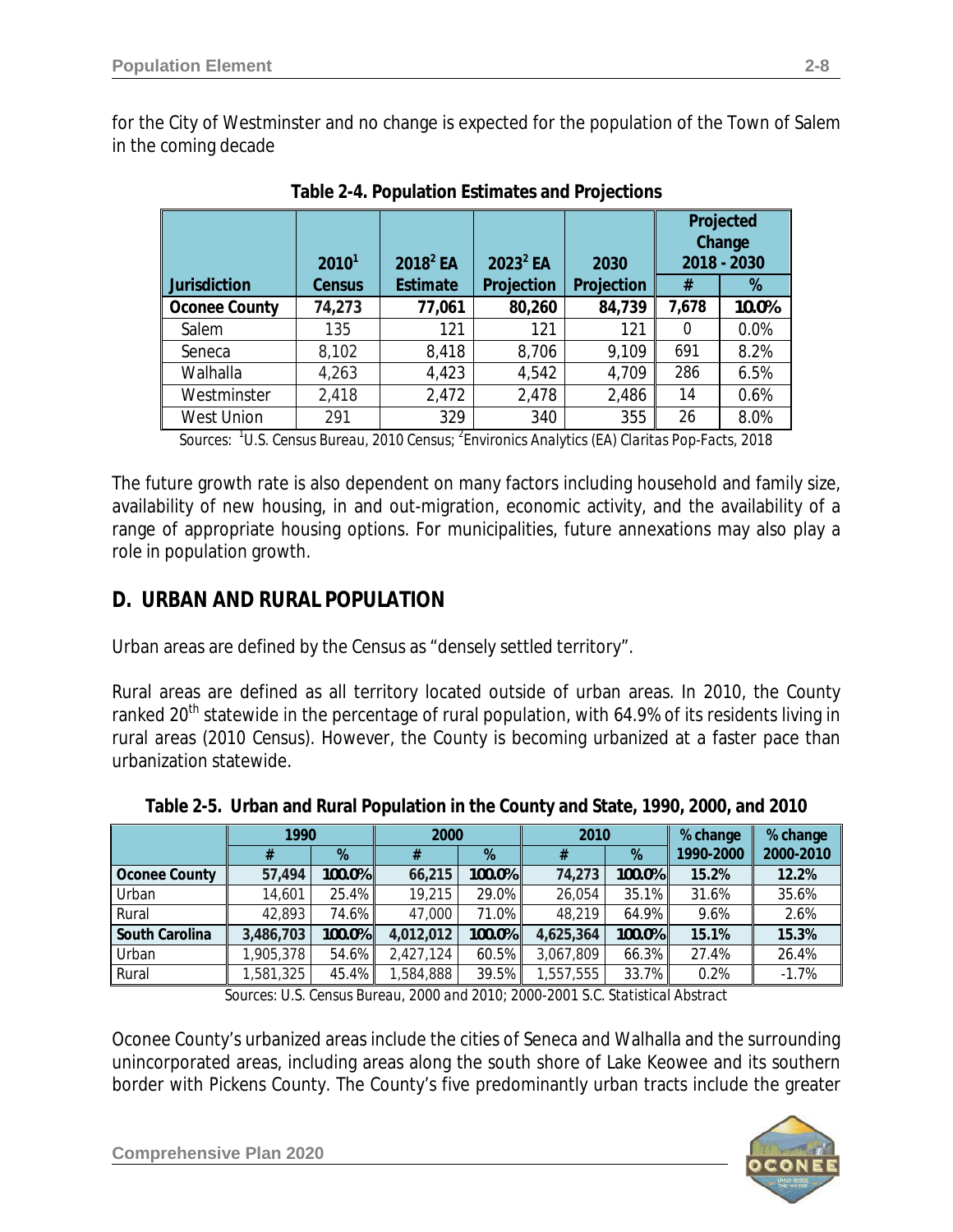for the City of Westminster and no change is expected for the population of the Town of Salem in the coming decade

**Table 2-4. Population Estimates and Projections**

| Jurisdiction | 2010[1] Census | 2018[2] EA Estimate | 2023[2] EA Projection | 2030 Projection | Projected Change 2018 - 2030 # | Projected Change 2018 - 2030 % |
|---|---|---|---|---|---|---|
| **Oconee County** | **74,273** | **77,061** | **80,260** | **84,739** | **7,678** | **10.0%** |
| Salem | 135 | 121 | 121 | 121 | 0 | 0.0% |
| Seneca | 8,102 | 8,418 | 8,706 | 9,109 | 691 | 8.2% |
| Walhalla | 4,263 | 4,423 | 4,542 | 4,709 | 286 | 6.5% |
| Westminster | 2,418 | 2,472 | 2,478 | 2,486 | 14 | 0.6% |
| West Union | 291 | 329 | 340 | 355 | 26 | 8.0% |

Sources: [1]U.S. Census Bureau, 2010 Census; [2]Environics Analytics (EA) *Claritas Pop-Facts*, 2018

The future growth rate is also dependent on many factors including household and family size, availability of new housing, in and out-migration, economic activity, and the availability of a range of appropriate housing options. For municipalities, future annexations may also play a role in population growth.

## D. URBAN AND RURAL POPULATION

Urban areas are defined by the Census as "densely settled territory".

Rural areas are defined as all territory located outside of urban areas. In 2010, the County ranked 20th statewide in the percentage of rural population, with 64.9% of its residents living in rural areas (2010 Census). However, the County is becoming urbanized at a faster pace than urbanization statewide.

**Table 2-5. Urban and Rural Population in the County and State, 1990, 2000, and 2010**

| | 1990 | | 2000 | | 2010 | | % change | % change |
|---|---|---|---|---|---|---|---|---|
| | # | % | # | % | # | % | 1990-2000 | 2000-2010 |
| **Oconee County** | **57,494** | **100.0%** | **66,215** | **100.0%** | **74,273** | **100.0%** | **15.2%** | **12.2%** |
| Urban | 14,601 | 25.4% | 19,215 | 29.0% | 26,054 | 35.1% | 31.6% | 35.6% |
| Rural | 42,893 | 74.6% | 47,000 | 71.0% | 48,219 | 64.9% | 9.6% | 2.6% |
| **South Carolina** | **3,486,703** | **100.0%** | **4,012,012** | **100.0%** | **4,625,364** | **100.0%** | **15.1%** | **15.3%** |
| Urban | 1,905,378 | 54.6% | 2,427,124 | 60.5% | 3,067,809 | 66.3% | 27.4% | 26.4% |
| Rural | 1,581,325 | 45.4% | 1,584,888 | 39.5% | 1,557,555 | 33.7% | 0.2% | -1.7% |

Sources: U.S. Census Bureau, 2000 and 2010; 2000-2001 *S.C. Statistical Abstract*

Oconee County's urbanized areas include the cities of Seneca and Walhalla and the surrounding unincorporated areas, including areas along the south shore of Lake Keowee and its southern border with Pickens County. The County's five predominantly urban tracts include the greater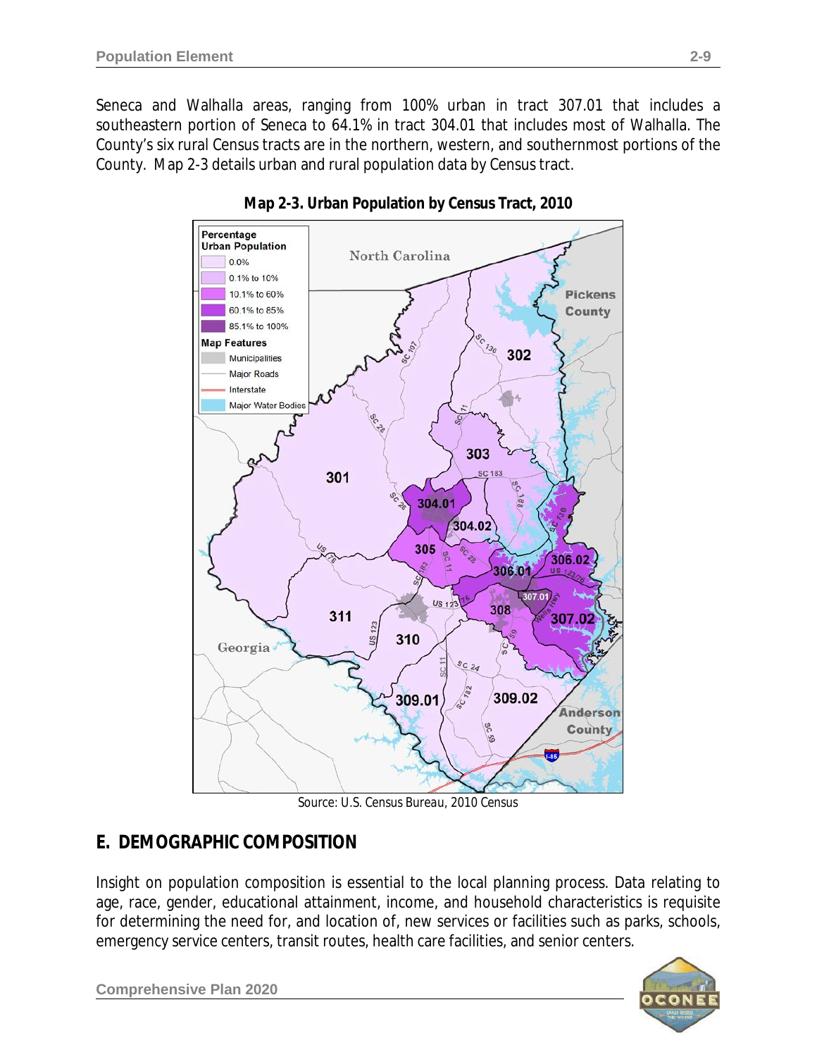Seneca and Walhalla areas, ranging from 100% urban in tract 307.01 that includes a southeastern portion of Seneca to 64.1% in tract 304.01 that includes most of Walhalla. The County's six rural Census tracts are in the northern, western, and southernmost portions of the County. Map 2-3 details urban and rural population data by Census tract.

**Map 2-3. Urban Population by Census Tract, 2010**

Source: U.S. Census Bureau, 2010 Census

## E. DEMOGRAPHIC COMPOSITION

Insight on population composition is essential to the local planning process. Data relating to age, race, gender, educational attainment, income, and household characteristics is requisite for determining the need for, and location of, new services or facilities such as parks, schools, emergency service centers, transit routes, health care facilities, and senior centers.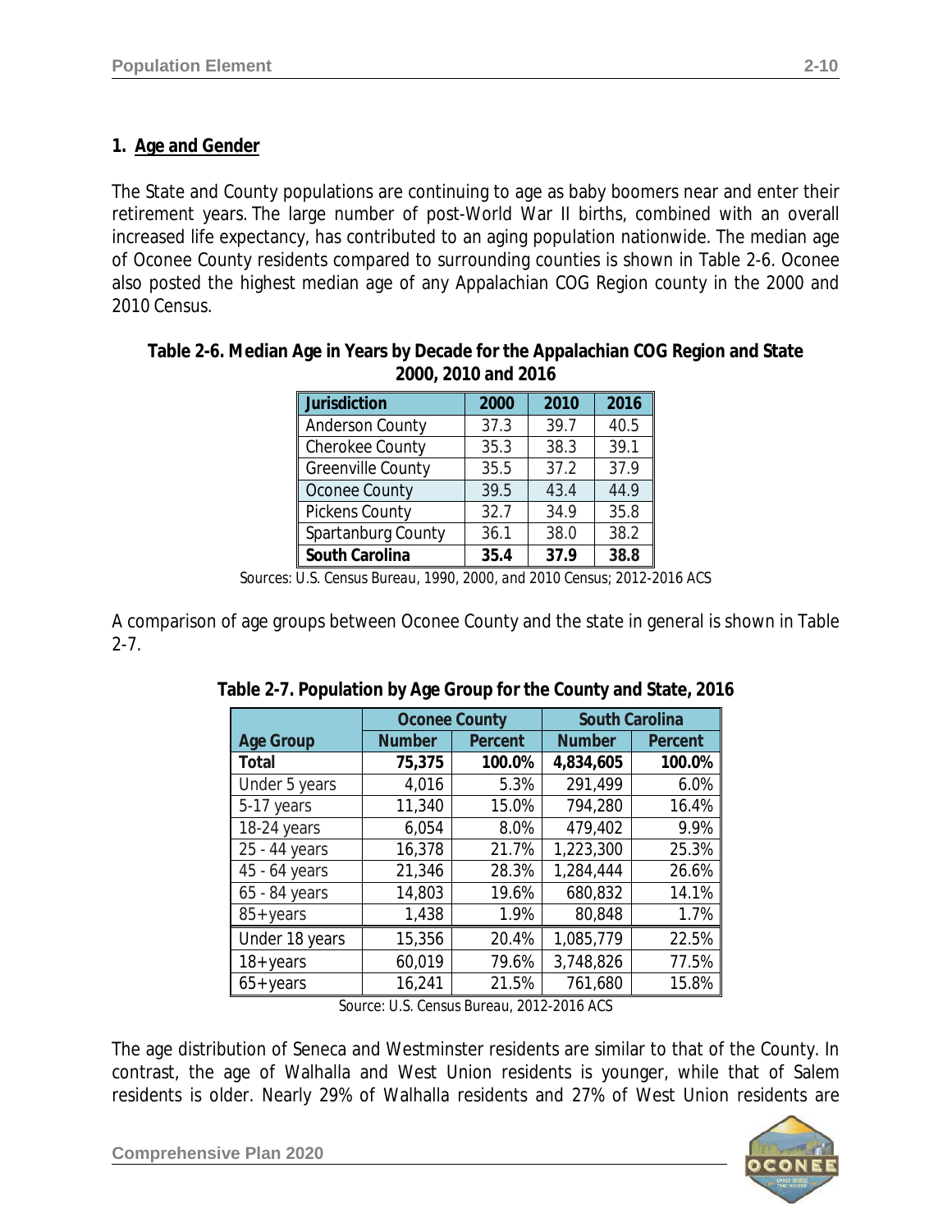## 1. Age and Gender

The State and County populations are continuing to age as baby boomers near and enter their retirement years. The large number of post-World War II births, combined with an overall increased life expectancy, has contributed to an aging population nationwide. The median age of Oconee County residents compared to surrounding counties is shown in Table 2-6. Oconee also posted the highest median age of any Appalachian COG Region county in the 2000 and 2010 Census.

**Table 2-6. Median Age in Years by Decade for the Appalachian COG Region and State 2000, 2010 and 2016**

| Jurisdiction | 2000 | 2010 | 2016 |
|---|---|---|---|
| Anderson County | 37.3 | 39.7 | 40.5 |
| Cherokee County | 35.3 | 38.3 | 39.1 |
| Greenville County | 35.5 | 37.2 | 37.9 |
| Oconee County | 39.5 | 43.4 | 44.9 |
| Pickens County | 32.7 | 34.9 | 35.8 |
| Spartanburg County | 36.1 | 38.0 | 38.2 |
| **South Carolina** | **35.4** | **37.9** | **38.8** |

Sources: U.S. Census Bureau, 1990, 2000, and 2010 Census; 2012-2016 ACS

A comparison of age groups between Oconee County and the state in general is shown in Table 2-7.

**Table 2-7. Population by Age Group for the County and State, 2016**

| | Oconee County | | South Carolina | |
|---|---|---|---|---|
| **Age Group** | **Number** | **Percent** | **Number** | **Percent** |
| **Total** | **75,375** | **100.0%** | **4,834,605** | **100.0%** |
| Under 5 years | 4,016 | 5.3% | 291,499 | 6.0% |
| 5-17 years | 11,340 | 15.0% | 794,280 | 16.4% |
| 18-24 years | 6,054 | 8.0% | 479,402 | 9.9% |
| 25 - 44 years | 16,378 | 21.7% | 1,223,300 | 25.3% |
| 45 - 64 years | 21,346 | 28.3% | 1,284,444 | 26.6% |
| 65 - 84 years | 14,803 | 19.6% | 680,832 | 14.1% |
| 85+ years | 1,438 | 1.9% | 80,848 | 1.7% |
| Under 18 years | 15,356 | 20.4% | 1,085,779 | 22.5% |
| 18+ years | 60,019 | 79.6% | 3,748,826 | 77.5% |
| 65+ years | 16,241 | 21.5% | 761,680 | 15.8% |

Source: U.S. Census Bureau, 2012-2016 ACS

The age distribution of Seneca and Westminster residents are similar to that of the County. In contrast, the age of Walhalla and West Union residents is younger, while that of Salem residents is older. Nearly 29% of Walhalla residents and 27% of West Union residents are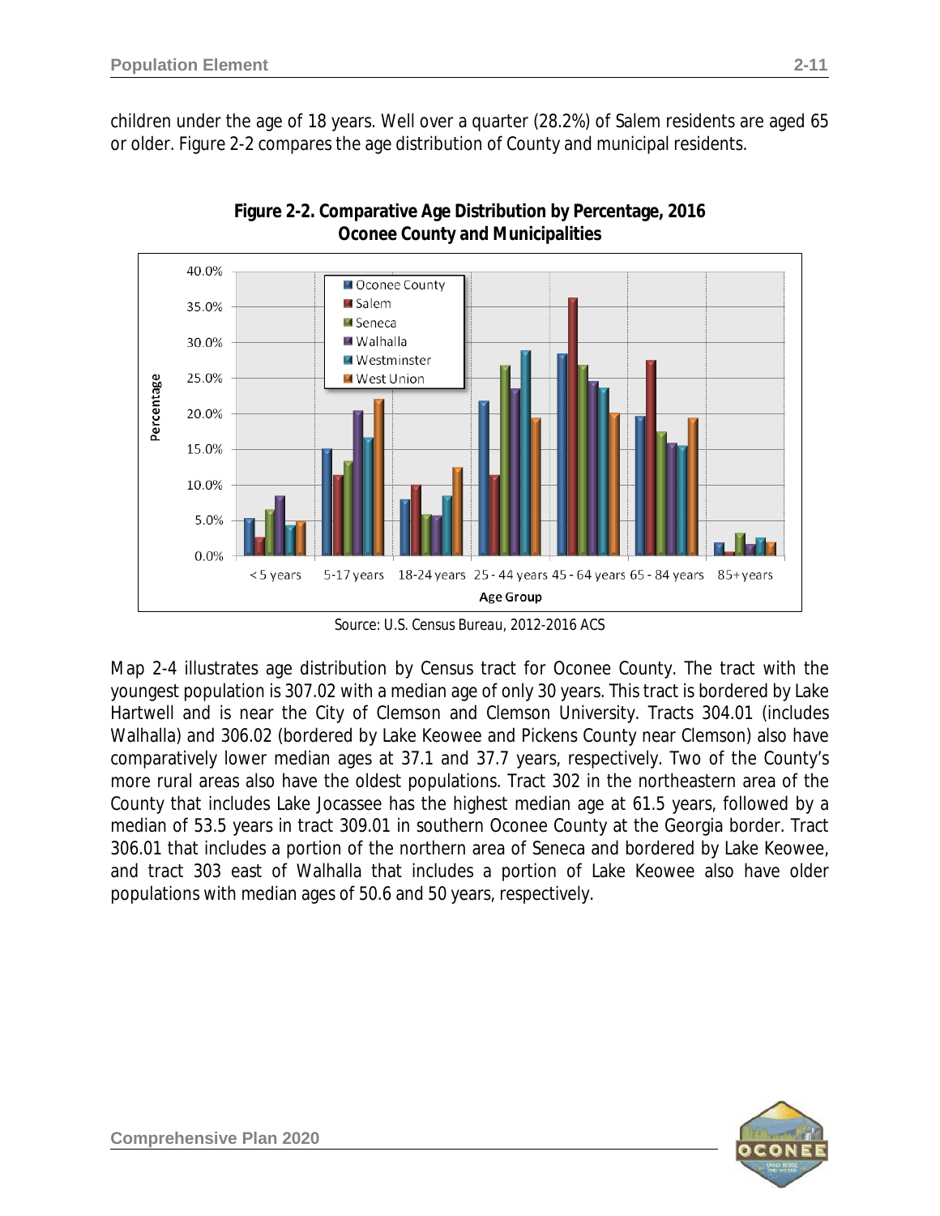children under the age of 18 years. Well over a quarter (28.2%) of Salem residents are aged 65 or older. Figure 2-2 compares the age distribution of County and municipal residents.

**Figure 2-2. Comparative Age Distribution by Percentage, 2016**
**Oconee County and Municipalities**

Source: U.S. Census Bureau, 2012-2016 ACS

Map 2-4 illustrates age distribution by Census tract for Oconee County. The tract with the youngest population is 307.02 with a median age of only 30 years. This tract is bordered by Lake Hartwell and is near the City of Clemson and Clemson University. Tracts 304.01 (includes Walhalla) and 306.02 (bordered by Lake Keowee and Pickens County near Clemson) also have comparatively lower median ages at 37.1 and 37.7 years, respectively. Two of the County's more rural areas also have the oldest populations. Tract 302 in the northeastern area of the County that includes Lake Jocassee has the highest median age at 61.5 years, followed by a median of 53.5 years in tract 309.01 in southern Oconee County at the Georgia border. Tract 306.01 that includes a portion of the northern area of Seneca and bordered by Lake Keowee, and tract 303 east of Walhalla that includes a portion of Lake Keowee also have older populations with median ages of 50.6 and 50 years, respectively.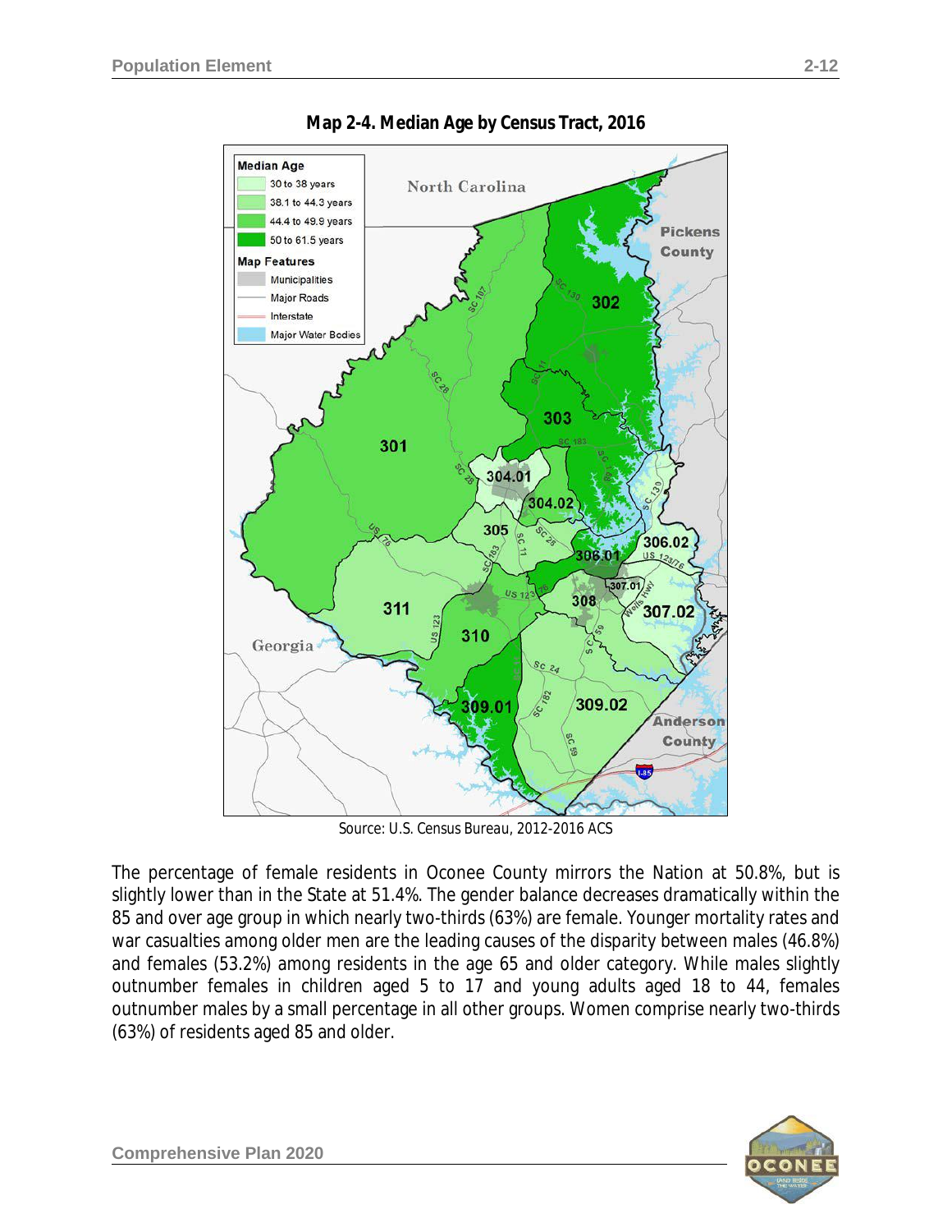**Map 2-4. Median Age by Census Tract, 2016**

Source: U.S. Census Bureau, 2012-2016 ACS

The percentage of female residents in Oconee County mirrors the Nation at 50.8%, but is slightly lower than in the State at 51.4%. The gender balance decreases dramatically within the 85 and over age group in which nearly two-thirds (63%) are female. Younger mortality rates and war casualties among older men are the leading causes of the disparity between males (46.8%) and females (53.2%) among residents in the age 65 and older category. While males slightly outnumber females in children aged 5 to 17 and young adults aged 18 to 44, females outnumber males by a small percentage in all other groups. Women comprise nearly two-thirds (63%) of residents aged 85 and older.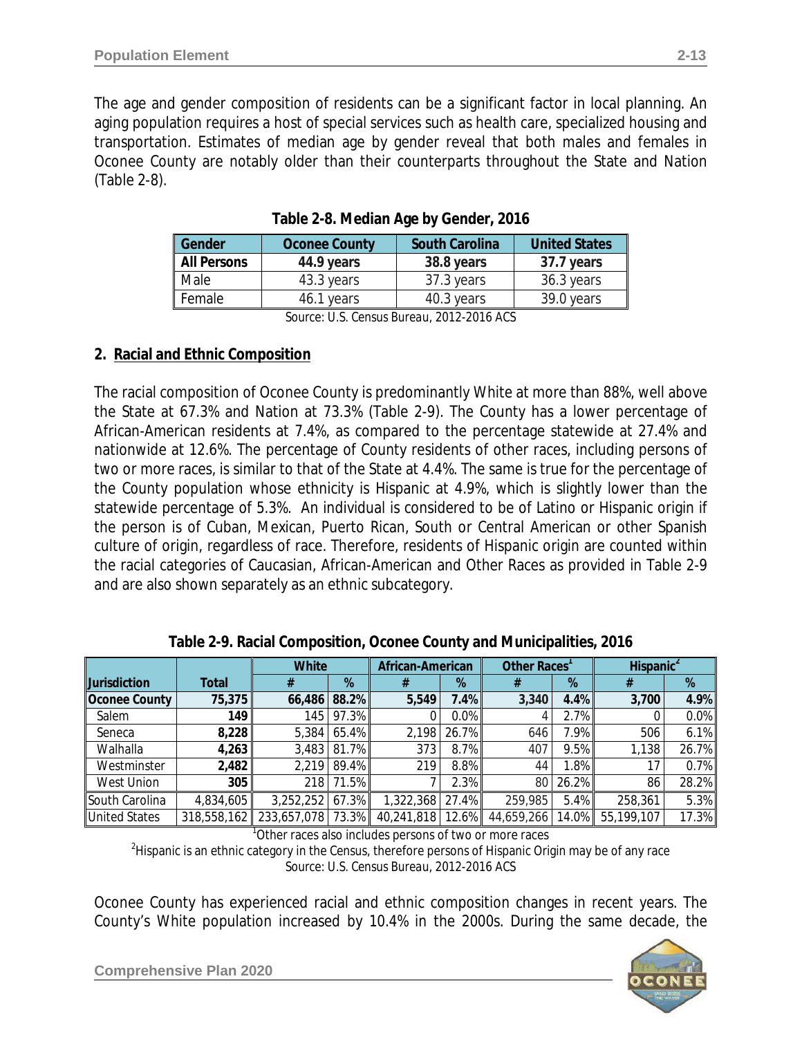The age and gender composition of residents can be a significant factor in local planning. An aging population requires a host of special services such as health care, specialized housing and transportation. Estimates of median age by gender reveal that both males and females in Oconee County are notably older than their counterparts throughout the State and Nation (Table 2-8).

**Table 2-8. Median Age by Gender, 2016**

| Gender | Oconee County | South Carolina | United States |
|---|---|---|---|
| **All Persons** | **44.9 years** | **38.8 years** | **37.7 years** |
| Male | 43.3 years | 37.3 years | 36.3 years |
| Female | 46.1 years | 40.3 years | 39.0 years |

Source: U.S. Census Bureau, 2012-2016 ACS

## 2. Racial and Ethnic Composition

The racial composition of Oconee County is predominantly White at more than 88%, well above the State at 67.3% and Nation at 73.3% (Table 2-9). The County has a lower percentage of African-American residents at 7.4%, as compared to the percentage statewide at 27.4% and nationwide at 12.6%. The percentage of County residents of other races, including persons of two or more races, is similar to that of the State at 4.4%. The same is true for the percentage of the County population whose ethnicity is Hispanic at 4.9%, which is slightly lower than the statewide percentage of 5.3%. An individual is considered to be of Latino or Hispanic origin if the person is of Cuban, Mexican, Puerto Rican, South or Central American or other Spanish culture of origin, regardless of race. Therefore, residents of Hispanic origin are counted within the racial categories of Caucasian, African-American and Other Races as provided in Table 2-9 and are also shown separately as an ethnic subcategory.

**Table 2-9. Racial Composition, Oconee County and Municipalities, 2016**

| | | White | | African-American | | Other Races[1] | | Hispanic[2] | |
|---|---|---|---|---|---|---|---|---|---|
| **Jurisdiction** | **Total** | **#** | **%** | **#** | **%** | **#** | **%** | **#** | **%** |
| **Oconee County** | **75,375** | **66,486** | **88.2%** | **5,549** | **7.4%** | **3,340** | **4.4%** | **3,700** | **4.9%** |
| Salem | **149** | 145 | 97.3% | 0 | 0.0% | 4 | 2.7% | 0 | 0.0% |
| Seneca | **8,228** | 5,384 | 65.4% | 2,198 | 26.7% | 646 | 7.9% | 506 | 6.1% |
| Walhalla | **4,263** | 3,483 | 81.7% | 373 | 8.7% | 407 | 9.5% | 1,138 | 26.7% |
| Westminster | **2,482** | 2,219 | 89.4% | 219 | 8.8% | 44 | 1.8% | 17 | 0.7% |
| West Union | **305** | 218 | 71.5% | 7 | 2.3% | 80 | 26.2% | 86 | 28.2% |
| South Carolina | 4,834,605 | 3,252,252 | 67.3% | 1,322,368 | 27.4% | 259,985 | 5.4% | 258,361 | 5.3% |
| United States | 318,558,162 | 233,657,078 | 73.3% | 40,241,818 | 12.6% | 44,659,266 | 14.0% | 55,199,107 | 17.3% |

[1]Other races also includes persons of two or more races
[2]Hispanic is an ethnic category in the Census, therefore persons of Hispanic Origin may be of any race
Source: U.S. Census Bureau, 2012-2016 ACS

Oconee County has experienced racial and ethnic composition changes in recent years. The County's White population increased by 10.4% in the 2000s. During the same decade, the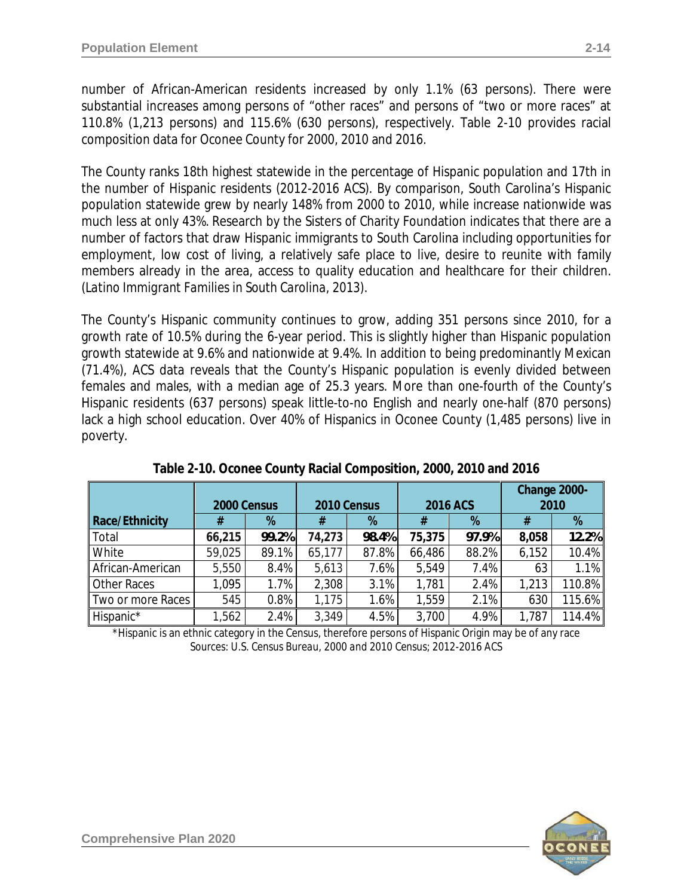number of African-American residents increased by only 1.1% (63 persons). There were substantial increases among persons of "other races" and persons of "two or more races" at 110.8% (1,213 persons) and 115.6% (630 persons), respectively. Table 2-10 provides racial composition data for Oconee County for 2000, 2010 and 2016.

The County ranks 18th highest statewide in the percentage of Hispanic population and 17th in the number of Hispanic residents (2012-2016 ACS). By comparison, South Carolina's Hispanic population statewide grew by nearly 148% from 2000 to 2010, while increase nationwide was much less at only 43%. Research by the Sisters of Charity Foundation indicates that there are a number of factors that draw Hispanic immigrants to South Carolina including opportunities for employment, low cost of living, a relatively safe place to live, desire to reunite with family members already in the area, access to quality education and healthcare for their children. (*Latino Immigrant Families in South Carolina*, 2013).

The County's Hispanic community continues to grow, adding 351 persons since 2010, for a growth rate of 10.5% during the 6-year period. This is slightly higher than Hispanic population growth statewide at 9.6% and nationwide at 9.4%. In addition to being predominantly Mexican (71.4%), ACS data reveals that the County's Hispanic population is evenly divided between females and males, with a median age of 25.3 years. More than one-fourth of the County's Hispanic residents (637 persons) speak little-to-no English and nearly one-half (870 persons) lack a high school education. Over 40% of Hispanics in Oconee County (1,485 persons) live in poverty.

**Table 2-10. Oconee County Racial Composition, 2000, 2010 and 2016**

| | 2000 Census | | 2010 Census | | 2016 ACS | | Change 2000-2010 | |
|---|---|---|---|---|---|---|---|---|
| **Race/Ethnicity** | **#** | **%** | **#** | **%** | **#** | **%** | **#** | **%** |
| Total | **66,215** | **99.2%** | **74,273** | **98.4%** | **75,375** | **97.9%** | **8,058** | **12.2%** |
| White | 59,025 | 89.1% | 65,177 | 87.8% | 66,486 | 88.2% | 6,152 | 10.4% |
| African-American | 5,550 | 8.4% | 5,613 | 7.6% | 5,549 | 7.4% | 63 | 1.1% |
| Other Races | 1,095 | 1.7% | 2,308 | 3.1% | 1,781 | 2.4% | 1,213 | 110.8% |
| Two or more Races | 545 | 0.8% | 1,175 | 1.6% | 1,559 | 2.1% | 630 | 115.6% |
| Hispanic* | 1,562 | 2.4% | 3,349 | 4.5% | 3,700 | 4.9% | 1,787 | 114.4% |

*Hispanic is an ethnic category in the Census, therefore persons of Hispanic Origin may be of any race
Sources: U.S. Census Bureau, 2000 and 2010 Census; 2012-2016 ACS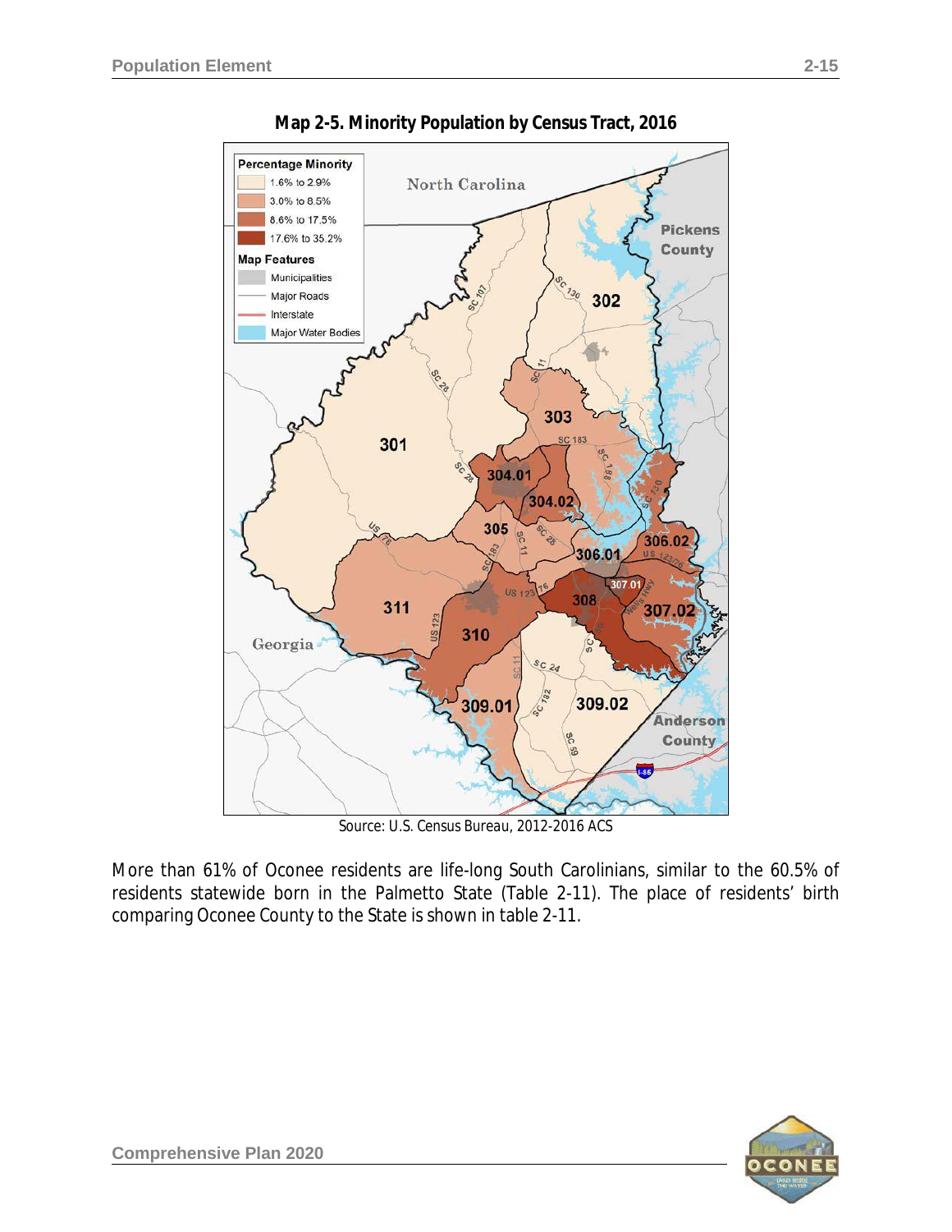**Map 2-5. Minority Population by Census Tract, 2016**

Source: U.S. Census Bureau, 2012-2016 ACS

More than 61% of Oconee residents are life-long South Carolinians, similar to the 60.5% of residents statewide born in the Palmetto State (Table 2-11). The place of residents' birth comparing Oconee County to the State is shown in table 2-11.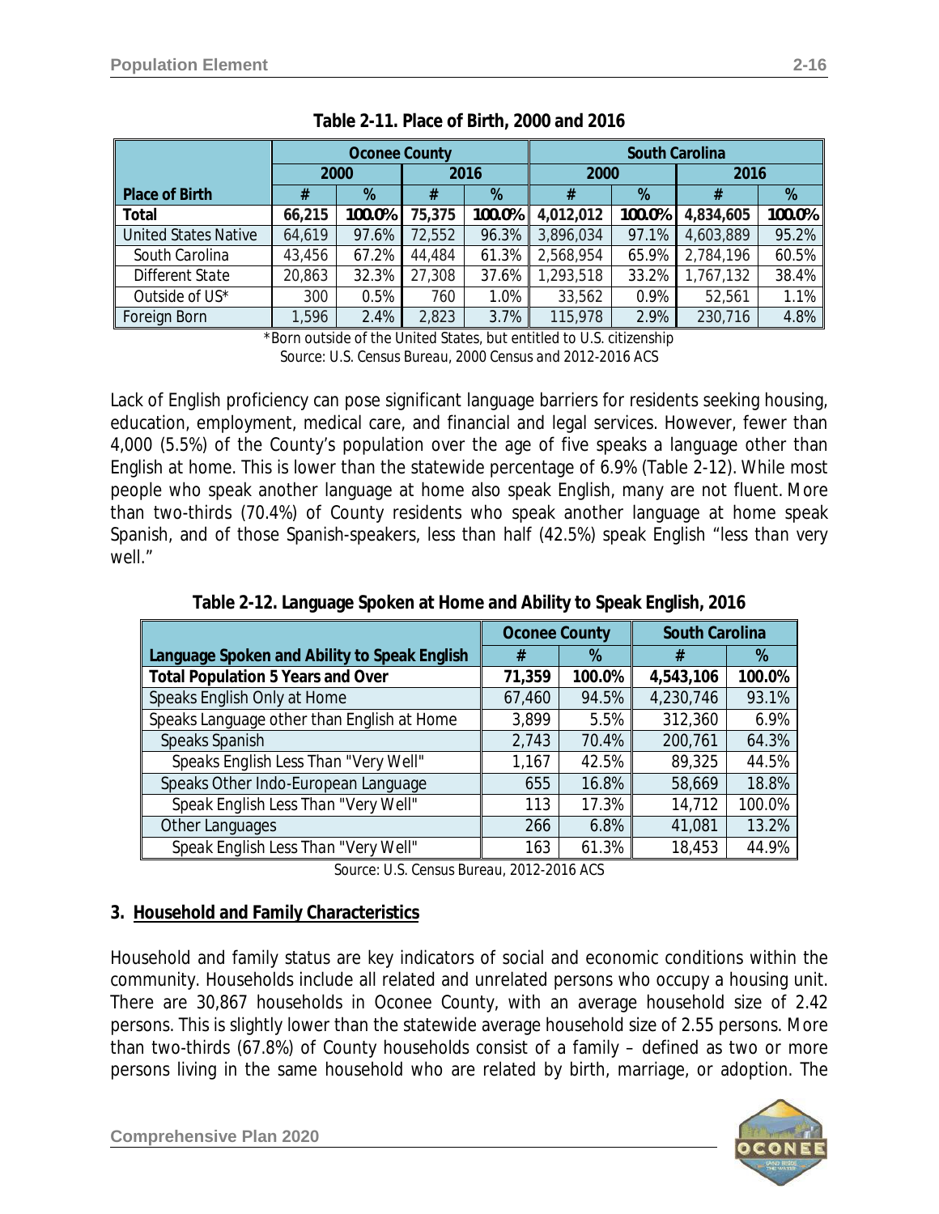Table 2-11. Place of Birth, 2000 and 2016

| | Oconee County | | | | South Carolina | | | |
|---|---|---|---|---|---|---|---|---|
| | 2000 | | 2016 | | 2000 | | 2016 | |
| Place of Birth | # | % | # | % | # | % | # | % |
| **Total** | **66,215** | **100.0%** | **75,375** | **100.0%** | **4,012,012** | **100.0%** | **4,834,605** | **100.0%** |
| United States Native | 64,619 | 97.6% | 72,552 | 96.3% | 3,896,034 | 97.1% | 4,603,889 | 95.2% |
| South Carolina | 43,456 | 67.2% | 44,484 | 61.3% | 2,568,954 | 65.9% | 2,784,196 | 60.5% |
| Different State | 20,863 | 32.3% | 27,308 | 37.6% | 1,293,518 | 33.2% | 1,767,132 | 38.4% |
| Outside of US* | 300 | 0.5% | 760 | 1.0% | 33,562 | 0.9% | 52,561 | 1.1% |
| Foreign Born | 1,596 | 2.4% | 2,823 | 3.7% | 115,978 | 2.9% | 230,716 | 4.8% |

*Born outside of the United States, but entitled to U.S. citizenship
Source: U.S. Census Bureau, 2000 Census and 2012-2016 ACS

Lack of English proficiency can pose significant language barriers for residents seeking housing, education, employment, medical care, and financial and legal services. However, fewer than 4,000 (5.5%) of the County's population over the age of five speaks a language other than English at home. This is lower than the statewide percentage of 6.9% (Table 2-12). While most people who speak another language at home also speak English, many are not fluent. More than two-thirds (70.4%) of County residents who speak another language at home speak Spanish, and of those Spanish-speakers, less than half (42.5%) speak English "less than very well."

Table 2-12. Language Spoken at Home and Ability to Speak English, 2016

| | Oconee County | | South Carolina | |
|---|---|---|---|---|
| Language Spoken and Ability to Speak English | # | % | # | % |
| **Total Population 5 Years and Over** | **71,359** | **100.0%** | **4,543,106** | **100.0%** |
| Speaks English Only at Home | 67,460 | 94.5% | 4,230,746 | 93.1% |
| Speaks Language other than English at Home | 3,899 | 5.5% | 312,360 | 6.9% |
| Speaks Spanish | 2,743 | 70.4% | 200,761 | 64.3% |
| Speaks English Less Than "Very Well" | 1,167 | 42.5% | 89,325 | 44.5% |
| Speaks Other Indo-European Language | 655 | 16.8% | 58,669 | 18.8% |
| Speak English Less Than "Very Well" | 113 | 17.3% | 14,712 | 100.0% |
| Other Languages | 266 | 6.8% | 41,081 | 13.2% |
| Speak English Less Than "Very Well" | 163 | 61.3% | 18,453 | 44.9% |

Source: U.S. Census Bureau, 2012-2016 ACS

### 3. Household and Family Characteristics

Household and family status are key indicators of social and economic conditions within the community. Households include all related and unrelated persons who occupy a housing unit. There are 30,867 households in Oconee County, with an average household size of 2.42 persons. This is slightly lower than the statewide average household size of 2.55 persons. More than two-thirds (67.8%) of County households consist of a family – defined as two or more persons living in the same household who are related by birth, marriage, or adoption. The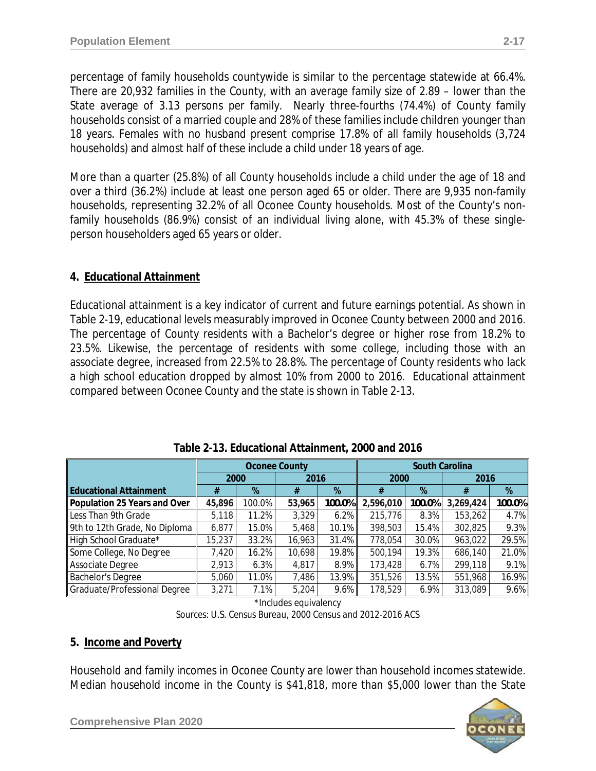percentage of family households countywide is similar to the percentage statewide at 66.4%. There are 20,932 families in the County, with an average family size of 2.89 – lower than the State average of 3.13 persons per family. Nearly three-fourths (74.4%) of County family households consist of a married couple and 28% of these families include children younger than 18 years. Females with no husband present comprise 17.8% of all family households (3,724 households) and almost half of these include a child under 18 years of age.

More than a quarter (25.8%) of all County households include a child under the age of 18 and over a third (36.2%) include at least one person aged 65 or older. There are 9,935 non-family households, representing 32.2% of all Oconee County households. Most of the County's non-family households (86.9%) consist of an individual living alone, with 45.3% of these single-person householders aged 65 years or older.

### 4. Educational Attainment

Educational attainment is a key indicator of current and future earnings potential. As shown in Table 2-19, educational levels measurably improved in Oconee County between 2000 and 2016. The percentage of County residents with a Bachelor's degree or higher rose from 18.2% to 23.5%. Likewise, the percentage of residents with some college, including those with an associate degree, increased from 22.5% to 28.8%. The percentage of County residents who lack a high school education dropped by almost 10% from 2000 to 2016. Educational attainment compared between Oconee County and the state is shown in Table 2-13.

**Table 2-13. Educational Attainment, 2000 and 2016**

| | Oconee County | | | | South Carolina | | | |
|---|---|---|---|---|---|---|---|---|
| | 2000 | | 2016 | | 2000 | | 2016 | |
| **Educational Attainment** | # | % | # | % | # | % | # | % |
| **Population 25 Years and Over** | **45,896** | 100.0% | **53,965** | **100.0%** | **2,596,010** | **100.0%** | **3,269,424** | **100.0%** |
| Less Than 9th Grade | 5,118 | 11.2% | 3,329 | 6.2% | 215,776 | 8.3% | 153,262 | 4.7% |
| 9th to 12th Grade, No Diploma | 6,877 | 15.0% | 5,468 | 10.1% | 398,503 | 15.4% | 302,825 | 9.3% |
| High School Graduate* | 15,237 | 33.2% | 16,963 | 31.4% | 778,054 | 30.0% | 963,022 | 29.5% |
| Some College, No Degree | 7,420 | 16.2% | 10,698 | 19.8% | 500,194 | 19.3% | 686,140 | 21.0% |
| Associate Degree | 2,913 | 6.3% | 4,817 | 8.9% | 173,428 | 6.7% | 299,118 | 9.1% |
| Bachelor's Degree | 5,060 | 11.0% | 7,486 | 13.9% | 351,526 | 13.5% | 551,968 | 16.9% |
| Graduate/Professional Degree | 3,271 | 7.1% | 5,204 | 9.6% | 178,529 | 6.9% | 313,089 | 9.6% |

*Includes equivalency

Sources: U.S. Census Bureau, 2000 Census and 2012-2016 ACS

### 5. Income and Poverty

Household and family incomes in Oconee County are lower than household incomes statewide. Median household income in the County is $41,818, more than $5,000 lower than the State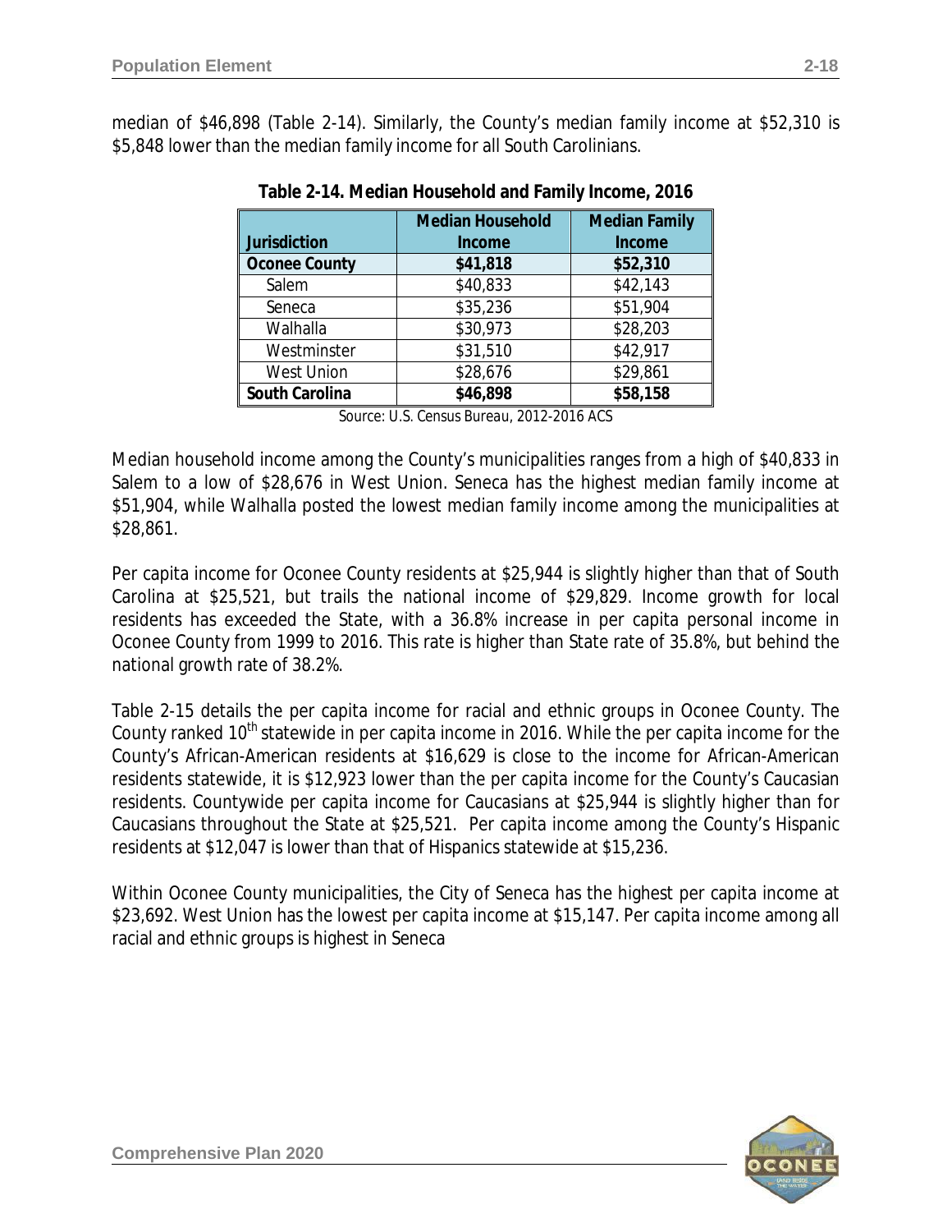median of $46,898 (Table 2-14). Similarly, the County's median family income at $52,310 is $5,848 lower than the median family income for all South Carolinians.

**Table 2-14. Median Household and Family Income, 2016**

| Jurisdiction | Median Household Income | Median Family Income |
|---|---|---|
| **Oconee County** | **$41,818** | **$52,310** |
| Salem | $40,833 | $42,143 |
| Seneca | $35,236 | $51,904 |
| Walhalla | $30,973 | $28,203 |
| Westminster | $31,510 | $42,917 |
| West Union | $28,676 | $29,861 |
| **South Carolina** | **$46,898** | **$58,158** |

Source: U.S. Census Bureau, 2012-2016 ACS

Median household income among the County's municipalities ranges from a high of $40,833 in Salem to a low of $28,676 in West Union. Seneca has the highest median family income at $51,904, while Walhalla posted the lowest median family income among the municipalities at $28,861.

Per capita income for Oconee County residents at $25,944 is slightly higher than that of South Carolina at $25,521, but trails the national income of $29,829. Income growth for local residents has exceeded the State, with a 36.8% increase in per capita personal income in Oconee County from 1999 to 2016. This rate is higher than State rate of 35.8%, but behind the national growth rate of 38.2%.

Table 2-15 details the per capita income for racial and ethnic groups in Oconee County. The County ranked 10th statewide in per capita income in 2016. While the per capita income for the County's African-American residents at $16,629 is close to the income for African-American residents statewide, it is $12,923 lower than the per capita income for the County's Caucasian residents. Countywide per capita income for Caucasians at $25,944 is slightly higher than for Caucasians throughout the State at $25,521. Per capita income among the County's Hispanic residents at $12,047 is lower than that of Hispanics statewide at $15,236.

Within Oconee County municipalities, the City of Seneca has the highest per capita income at $23,692. West Union has the lowest per capita income at $15,147. Per capita income among all racial and ethnic groups is highest in Seneca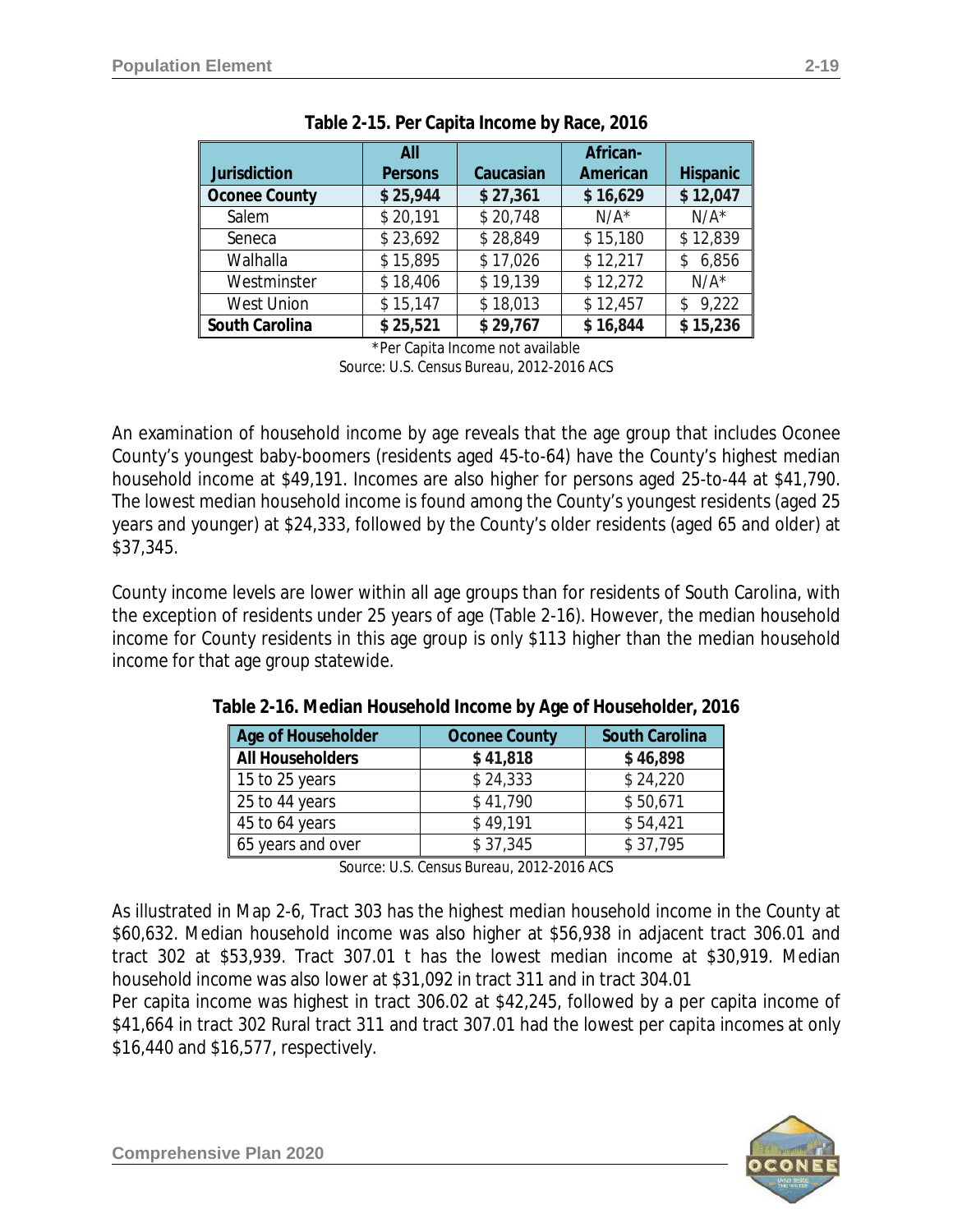**Table 2-15. Per Capita Income by Race, 2016**

| Jurisdiction | All Persons | Caucasian | African-American | Hispanic |
|---|---|---|---|---|
| **Oconee County** | **$ 25,944** | **$ 27,361** | **$ 16,629** | **$ 12,047** |
| Salem | $ 20,191 | $ 20,748 | N/A* | N/A* |
| Seneca | $ 23,692 | $ 28,849 | $ 15,180 | $ 12,839 |
| Walhalla | $ 15,895 | $ 17,026 | $ 12,217 | $ 6,856 |
| Westminster | $ 18,406 | $ 19,139 | $ 12,272 | N/A* |
| West Union | $ 15,147 | $ 18,013 | $ 12,457 | $ 9,222 |
| **South Carolina** | **$ 25,521** | **$ 29,767** | **$ 16,844** | **$ 15,236** |

*Per Capita Income not available
Source: U.S. Census Bureau, 2012-2016 ACS

An examination of household income by age reveals that the age group that includes Oconee County's youngest baby-boomers (residents aged 45-to-64) have the County's highest median household income at $49,191. Incomes are also higher for persons aged 25-to-44 at $41,790. The lowest median household income is found among the County's youngest residents (aged 25 years and younger) at $24,333, followed by the County's older residents (aged 65 and older) at $37,345.

County income levels are lower within all age groups than for residents of South Carolina, with the exception of residents under 25 years of age (Table 2-16). However, the median household income for County residents in this age group is only $113 higher than the median household income for that age group statewide.

**Table 2-16. Median Household Income by Age of Householder, 2016**

| Age of Householder | Oconee County | South Carolina |
|---|---|---|
| **All Householders** | **$ 41,818** | **$ 46,898** |
| 15 to 25 years | $ 24,333 | $ 24,220 |
| 25 to 44 years | $ 41,790 | $ 50,671 |
| 45 to 64 years | $ 49,191 | $ 54,421 |
| 65 years and over | $ 37,345 | $ 37,795 |

Source: U.S. Census Bureau, 2012-2016 ACS

As illustrated in Map 2-6, Tract 303 has the highest median household income in the County at $60,632. Median household income was also higher at $56,938 in adjacent tract 306.01 and tract 302 at $53,939. Tract 307.01 t has the lowest median income at $30,919. Median household income was also lower at $31,092 in tract 311 and in tract 304.01
Per capita income was highest in tract 306.02 at $42,245, followed by a per capita income of $41,664 in tract 302 Rural tract 311 and tract 307.01 had the lowest per capita incomes at only $16,440 and $16,577, respectively.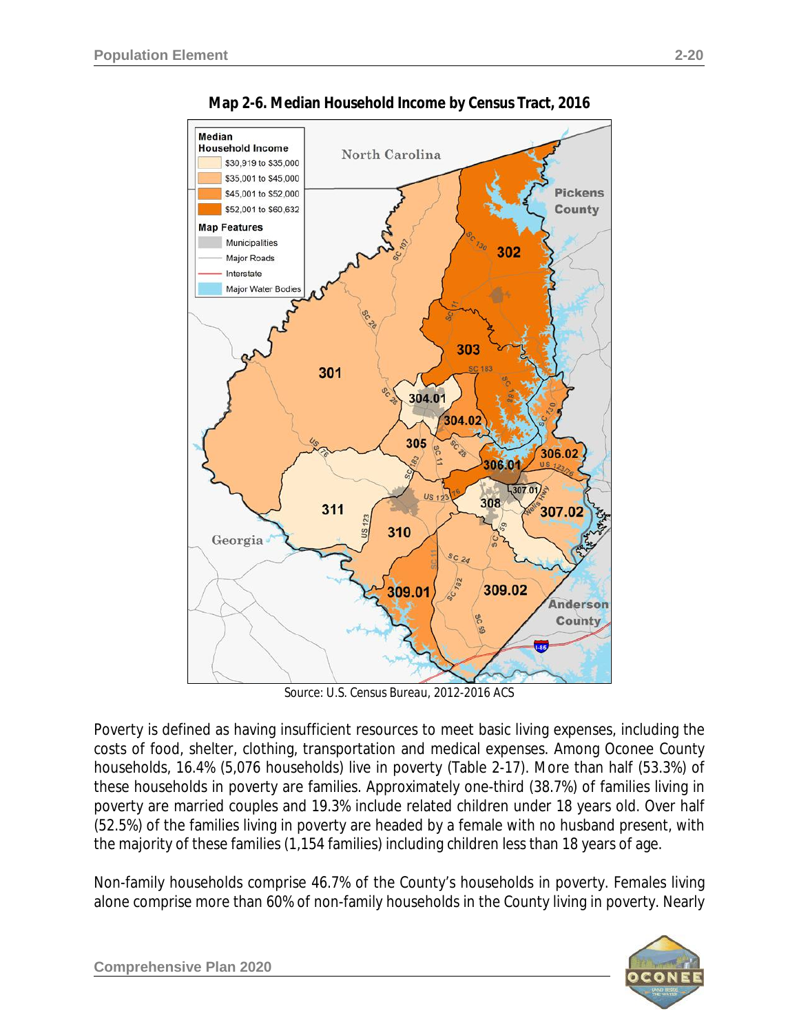**Map 2-6. Median Household Income by Census Tract, 2016**

Source: U.S. Census Bureau, 2012-2016 ACS

Poverty is defined as having insufficient resources to meet basic living expenses, including the costs of food, shelter, clothing, transportation and medical expenses. Among Oconee County households, 16.4% (5,076 households) live in poverty (Table 2-17). More than half (53.3%) of these households in poverty are families. Approximately one-third (38.7%) of families living in poverty are married couples and 19.3% include related children under 18 years old. Over half (52.5%) of the families living in poverty are headed by a female with no husband present, with the majority of these families (1,154 families) including children less than 18 years of age.

Non-family households comprise 46.7% of the County's households in poverty. Females living alone comprise more than 60% of non-family households in the County living in poverty. Nearly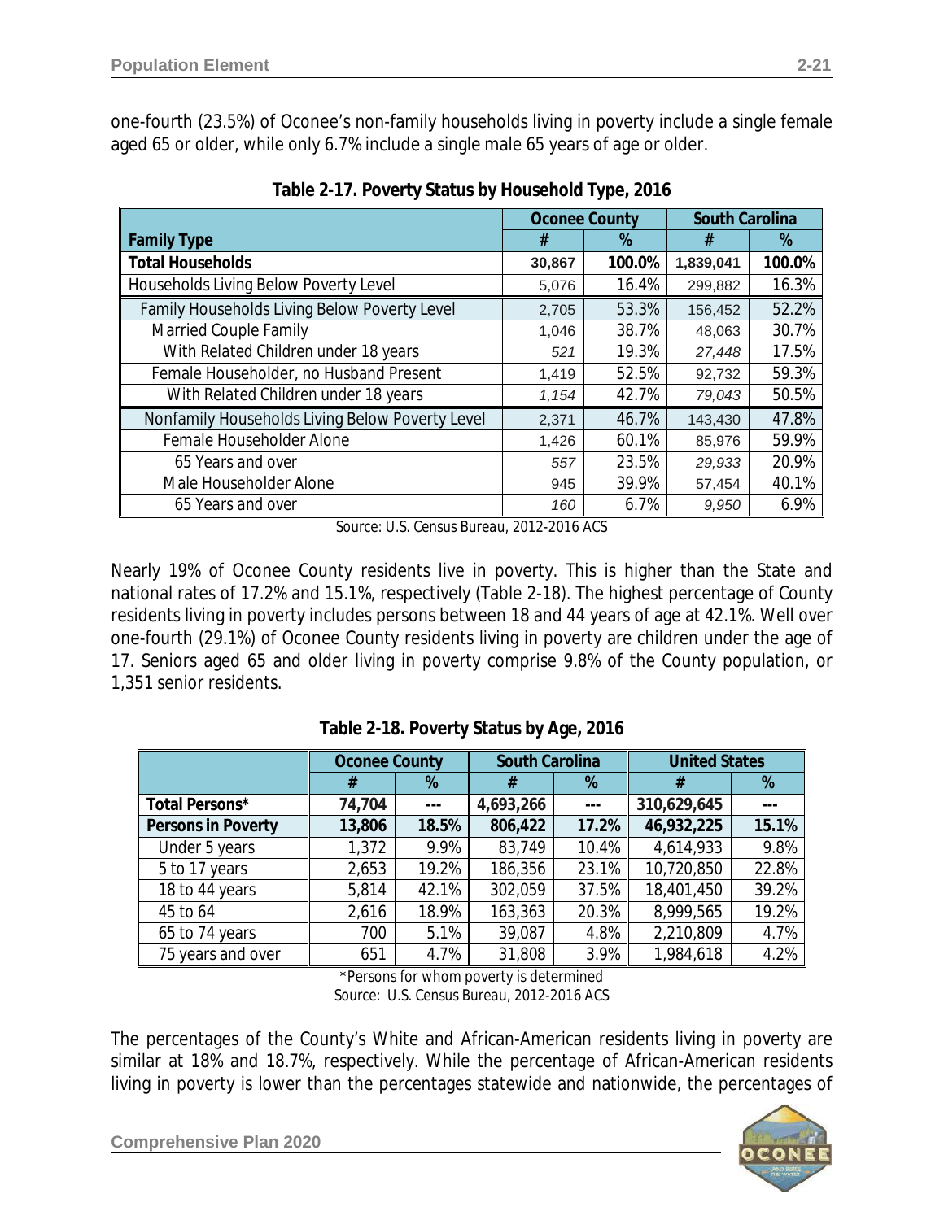one-fourth (23.5%) of Oconee's non-family households living in poverty include a single female aged 65 or older, while only 6.7% include a single male 65 years of age or older.

**Table 2-17. Poverty Status by Household Type, 2016**

| Family Type | Oconee County | | South Carolina | |
|---|---|---|---|---|
| | # | % | # | % |
| **Total Households** | **30,867** | **100.0%** | **1,839,041** | **100.0%** |
| Households Living Below Poverty Level | 5,076 | 16.4% | 299,882 | 16.3% |
| Family Households Living Below Poverty Level | 2,705 | 53.3% | 156,452 | 52.2% |
| Married Couple Family | 1,046 | 38.7% | 48,063 | 30.7% |
| With Related Children under 18 years | *521* | 19.3% | *27,448* | 17.5% |
| Female Householder, no Husband Present | 1,419 | 52.5% | 92,732 | 59.3% |
| With Related Children under 18 years | *1,154* | 42.7% | *79,043* | 50.5% |
| Nonfamily Households Living Below Poverty Level | 2,371 | 46.7% | 143,430 | 47.8% |
| Female Householder Alone | 1,426 | 60.1% | 85,976 | 59.9% |
| 65 Years and over | *557* | 23.5% | *29,933* | 20.9% |
| Male Householder Alone | 945 | 39.9% | 57,454 | 40.1% |
| 65 Years and over | *160* | 6.7% | *9,950* | 6.9% |

Source: U.S. Census Bureau, 2012-2016 ACS

Nearly 19% of Oconee County residents live in poverty. This is higher than the State and national rates of 17.2% and 15.1%, respectively (Table 2-18). The highest percentage of County residents living in poverty includes persons between 18 and 44 years of age at 42.1%. Well over one-fourth (29.1%) of Oconee County residents living in poverty are children under the age of 17. Seniors aged 65 and older living in poverty comprise 9.8% of the County population, or 1,351 senior residents.

**Table 2-18. Poverty Status by Age, 2016**

| | Oconee County | | South Carolina | | United States | |
|---|---|---|---|---|---|---|
| | # | % | # | % | # | % |
| **Total Persons*** | **74,704** | **---** | **4,693,266** | **---** | **310,629,645** | **---** |
| **Persons in Poverty** | **13,806** | **18.5%** | **806,422** | **17.2%** | **46,932,225** | **15.1%** |
| Under 5 years | 1,372 | 9.9% | 83,749 | 10.4% | 4,614,933 | 9.8% |
| 5 to 17 years | 2,653 | 19.2% | 186,356 | 23.1% | 10,720,850 | 22.8% |
| 18 to 44 years | 5,814 | 42.1% | 302,059 | 37.5% | 18,401,450 | 39.2% |
| 45 to 64 | 2,616 | 18.9% | 163,363 | 20.3% | 8,999,565 | 19.2% |
| 65 to 74 years | 700 | 5.1% | 39,087 | 4.8% | 2,210,809 | 4.7% |
| 75 years and over | 651 | 4.7% | 31,808 | 3.9% | 1,984,618 | 4.2% |

*Persons for whom poverty is determined

Source: U.S. Census Bureau, 2012-2016 ACS

The percentages of the County's White and African-American residents living in poverty are similar at 18% and 18.7%, respectively. While the percentage of African-American residents living in poverty is lower than the percentages statewide and nationwide, the percentages of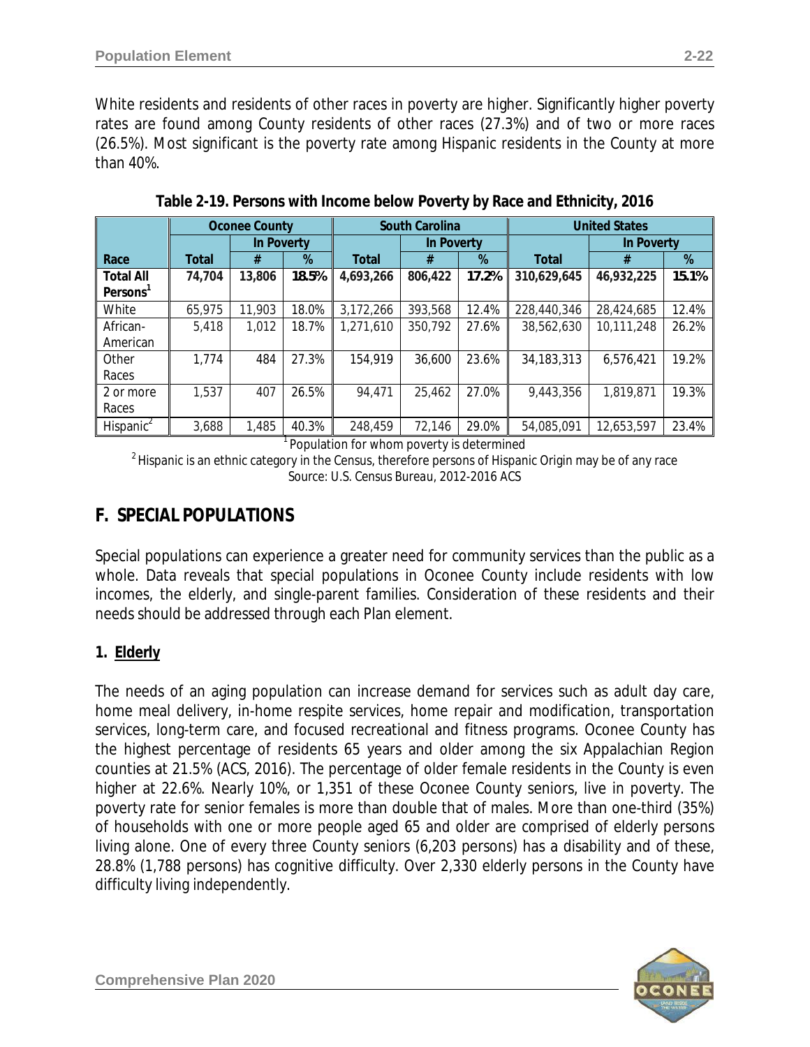White residents and residents of other races in poverty are higher. Significantly higher poverty rates are found among County residents of other races (27.3%) and of two or more races (26.5%). Most significant is the poverty rate among Hispanic residents in the County at more than 40%.

**Table 2-19. Persons with Income below Poverty by Race and Ethnicity, 2016**

| | Oconee County | | | South Carolina | | | United States | | |
|---|---|---|---|---|---|---|---|---|---|
| | | In Poverty | | | In Poverty | | | In Poverty | |
| Race | Total | # | % | Total | # | % | Total | # | % |
| **Total All Persons[1]** | **74,704** | **13,806** | **18.5%** | **4,693,266** | **806,422** | **17.2%** | **310,629,645** | **46,932,225** | **15.1%** |
| White | 65,975 | 11,903 | 18.0% | 3,172,266 | 393,568 | 12.4% | 228,440,346 | 28,424,685 | 12.4% |
| African-American | 5,418 | 1,012 | 18.7% | 1,271,610 | 350,792 | 27.6% | 38,562,630 | 10,111,248 | 26.2% |
| Other Races | 1,774 | 484 | 27.3% | 154,919 | 36,600 | 23.6% | 34,183,313 | 6,576,421 | 19.2% |
| 2 or more Races | 1,537 | 407 | 26.5% | 94,471 | 25,462 | 27.0% | 9,443,356 | 1,819,871 | 19.3% |
| Hispanic[2] | 3,688 | 1,485 | 40.3% | 248,459 | 72,146 | 29.0% | 54,085,091 | 12,653,597 | 23.4% |

[1] Population for whom poverty is determined
[2] Hispanic is an ethnic category in the Census, therefore persons of Hispanic Origin may be of any race
Source: U.S. Census Bureau, 2012-2016 ACS

## F. SPECIAL POPULATIONS

Special populations can experience a greater need for community services than the public as a whole. Data reveals that special populations in Oconee County include residents with low incomes, the elderly, and single-parent families. Consideration of these residents and their needs should be addressed through each Plan element.

### 1. Elderly

The needs of an aging population can increase demand for services such as adult day care, home meal delivery, in-home respite services, home repair and modification, transportation services, long-term care, and focused recreational and fitness programs. Oconee County has the highest percentage of residents 65 years and older among the six Appalachian Region counties at 21.5% (ACS, 2016). The percentage of older female residents in the County is even higher at 22.6%. Nearly 10%, or 1,351 of these Oconee County seniors, live in poverty. The poverty rate for senior females is more than double that of males. More than one-third (35%) of households with one or more people aged 65 and older are comprised of elderly persons living alone. One of every three County seniors (6,203 persons) has a disability and of these, 28.8% (1,788 persons) has cognitive difficulty. Over 2,330 elderly persons in the County have difficulty living independently.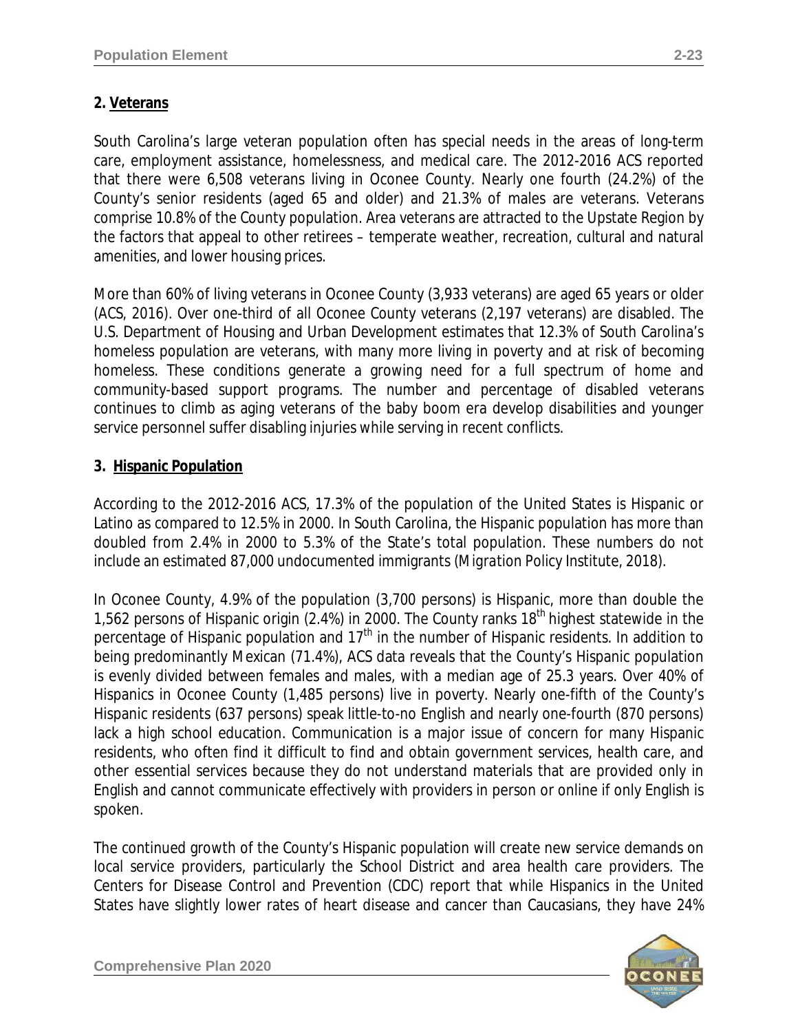**2. Veterans**

South Carolina's large veteran population often has special needs in the areas of long-term care, employment assistance, homelessness, and medical care. The 2012-2016 ACS reported that there were 6,508 veterans living in Oconee County. Nearly one fourth (24.2%) of the County's senior residents (aged 65 and older) and 21.3% of males are veterans. Veterans comprise 10.8% of the County population. Area veterans are attracted to the Upstate Region by the factors that appeal to other retirees – temperate weather, recreation, cultural and natural amenities, and lower housing prices.

More than 60% of living veterans in Oconee County (3,933 veterans) are aged 65 years or older (ACS, 2016). Over one-third of all Oconee County veterans (2,197 veterans) are disabled. The U.S. Department of Housing and Urban Development estimates that 12.3% of South Carolina's homeless population are veterans, with many more living in poverty and at risk of becoming homeless. These conditions generate a growing need for a full spectrum of home and community-based support programs. The number and percentage of disabled veterans continues to climb as aging veterans of the baby boom era develop disabilities and younger service personnel suffer disabling injuries while serving in recent conflicts.

**3. Hispanic Population**

According to the 2012-2016 ACS, 17.3% of the population of the United States is Hispanic or Latino as compared to 12.5% in 2000. In South Carolina, the Hispanic population has more than doubled from 2.4% in 2000 to 5.3% of the State's total population. These numbers do not include an estimated 87,000 undocumented immigrants (Migration Policy Institute, 2018).

In Oconee County, 4.9% of the population (3,700 persons) is Hispanic, more than double the 1,562 persons of Hispanic origin (2.4%) in 2000. The County ranks 18th highest statewide in the percentage of Hispanic population and 17th in the number of Hispanic residents. In addition to being predominantly Mexican (71.4%), ACS data reveals that the County's Hispanic population is evenly divided between females and males, with a median age of 25.3 years. Over 40% of Hispanics in Oconee County (1,485 persons) live in poverty. Nearly one-fifth of the County's Hispanic residents (637 persons) speak little-to-no English and nearly one-fourth (870 persons) lack a high school education. Communication is a major issue of concern for many Hispanic residents, who often find it difficult to find and obtain government services, health care, and other essential services because they do not understand materials that are provided only in English and cannot communicate effectively with providers in person or online if only English is spoken.

The continued growth of the County's Hispanic population will create new service demands on local service providers, particularly the School District and area health care providers. The Centers for Disease Control and Prevention (CDC) report that while Hispanics in the United States have slightly lower rates of heart disease and cancer than Caucasians, they have 24%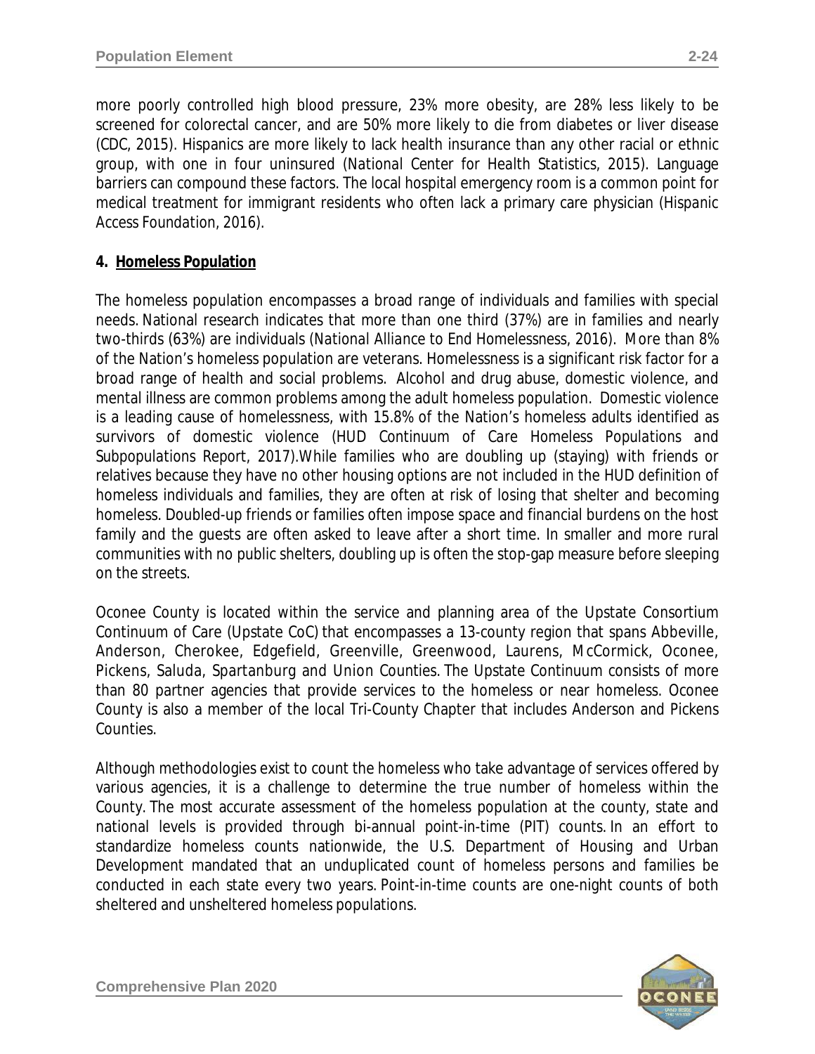more poorly controlled high blood pressure, 23% more obesity, are 28% less likely to be screened for colorectal cancer, and are 50% more likely to die from diabetes or liver disease (CDC, 2015). Hispanics are more likely to lack health insurance than any other racial or ethnic group, with one in four uninsured (National Center for Health Statistics, 2015). Language barriers can compound these factors. The local hospital emergency room is a common point for medical treatment for immigrant residents who often lack a primary care physician (Hispanic Access Foundation, 2016).

**4. Homeless Population**

The homeless population encompasses a broad range of individuals and families with special needs. National research indicates that more than one third (37%) are in families and nearly two-thirds (63%) are individuals (National Alliance to End Homelessness, 2016). More than 8% of the Nation's homeless population are veterans. Homelessness is a significant risk factor for a broad range of health and social problems. Alcohol and drug abuse, domestic violence, and mental illness are common problems among the adult homeless population. Domestic violence is a leading cause of homelessness, with 15.8% of the Nation's homeless adults identified as survivors of domestic violence (HUD Continuum of Care Homeless Populations and Subpopulations Report, 2017).While families who are doubling up (staying) with friends or relatives because they have no other housing options are not included in the HUD definition of homeless individuals and families, they are often at risk of losing that shelter and becoming homeless. Doubled-up friends or families often impose space and financial burdens on the host family and the guests are often asked to leave after a short time. In smaller and more rural communities with no public shelters, doubling up is often the stop-gap measure before sleeping on the streets.

Oconee County is located within the service and planning area of the Upstate Consortium Continuum of Care (Upstate CoC) that encompasses a 13-county region that spans Abbeville, Anderson, Cherokee, Edgefield, Greenville, Greenwood, Laurens, McCormick, Oconee, Pickens, Saluda, Spartanburg and Union Counties. The Upstate Continuum consists of more than 80 partner agencies that provide services to the homeless or near homeless. Oconee County is also a member of the local Tri-County Chapter that includes Anderson and Pickens Counties.

Although methodologies exist to count the homeless who take advantage of services offered by various agencies, it is a challenge to determine the true number of homeless within the County. The most accurate assessment of the homeless population at the county, state and national levels is provided through bi-annual point-in-time (PIT) counts. In an effort to standardize homeless counts nationwide, the U.S. Department of Housing and Urban Development mandated that an unduplicated count of homeless persons and families be conducted in each state every two years. Point-in-time counts are one-night counts of both sheltered and unsheltered homeless populations.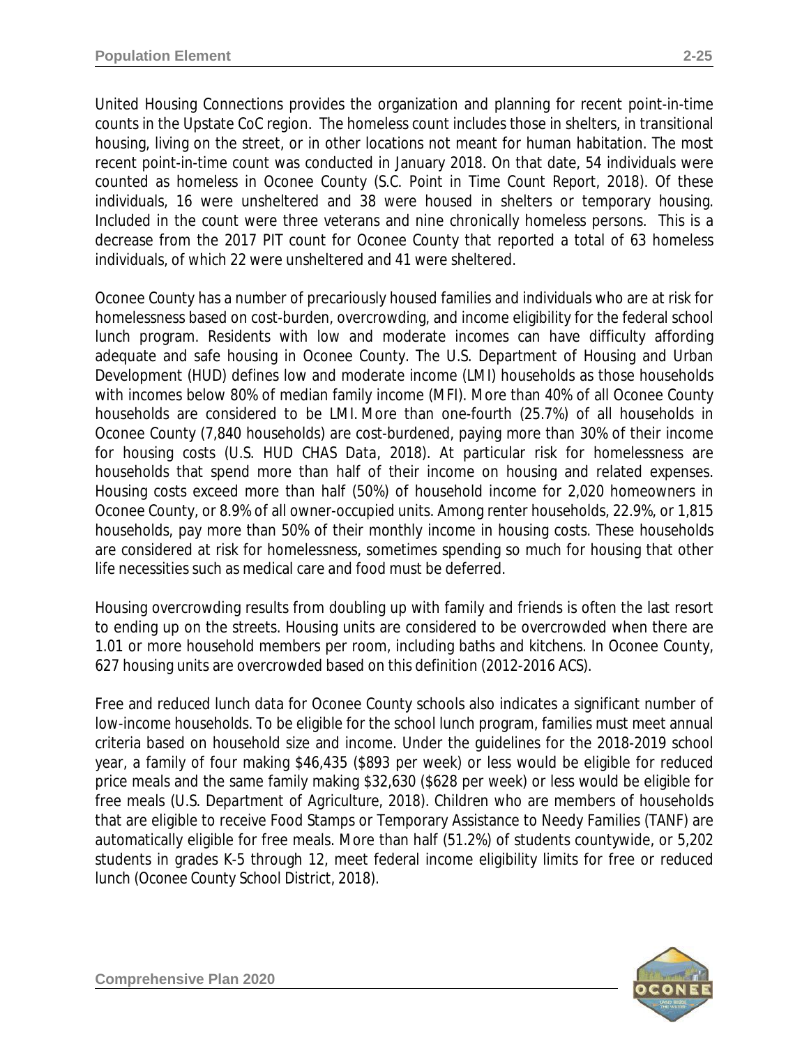United Housing Connections provides the organization and planning for recent point-in-time counts in the Upstate CoC region. The homeless count includes those in shelters, in transitional housing, living on the street, or in other locations not meant for human habitation. The most recent point-in-time count was conducted in January 2018. On that date, 54 individuals were counted as homeless in Oconee County (S.C. Point in Time Count Report, 2018). Of these individuals, 16 were unsheltered and 38 were housed in shelters or temporary housing. Included in the count were three veterans and nine chronically homeless persons. This is a decrease from the 2017 PIT count for Oconee County that reported a total of 63 homeless individuals, of which 22 were unsheltered and 41 were sheltered.

Oconee County has a number of precariously housed families and individuals who are at risk for homelessness based on cost-burden, overcrowding, and income eligibility for the federal school lunch program. Residents with low and moderate incomes can have difficulty affording adequate and safe housing in Oconee County. The U.S. Department of Housing and Urban Development (HUD) defines low and moderate income (LMI) households as those households with incomes below 80% of median family income (MFI). More than 40% of all Oconee County households are considered to be LMI. More than one-fourth (25.7%) of all households in Oconee County (7,840 households) are cost-burdened, paying more than 30% of their income for housing costs (U.S. HUD CHAS Data, 2018). At particular risk for homelessness are households that spend more than half of their income on housing and related expenses. Housing costs exceed more than half (50%) of household income for 2,020 homeowners in Oconee County, or 8.9% of all owner-occupied units. Among renter households, 22.9%, or 1,815 households, pay more than 50% of their monthly income in housing costs. These households are considered at risk for homelessness, sometimes spending so much for housing that other life necessities such as medical care and food must be deferred.

Housing overcrowding results from doubling up with family and friends is often the last resort to ending up on the streets. Housing units are considered to be overcrowded when there are 1.01 or more household members per room, including baths and kitchens. In Oconee County, 627 housing units are overcrowded based on this definition (2012-2016 ACS).

Free and reduced lunch data for Oconee County schools also indicates a significant number of low-income households. To be eligible for the school lunch program, families must meet annual criteria based on household size and income. Under the guidelines for the 2018-2019 school year, a family of four making $46,435 ($893 per week) or less would be eligible for reduced price meals and the same family making $32,630 ($628 per week) or less would be eligible for free meals (U.S. Department of Agriculture, 2018). Children who are members of households that are eligible to receive Food Stamps or Temporary Assistance to Needy Families (TANF) are automatically eligible for free meals. More than half (51.2%) of students countywide, or 5,202 students in grades K-5 through 12, meet federal income eligibility limits for free or reduced lunch (Oconee County School District, 2018).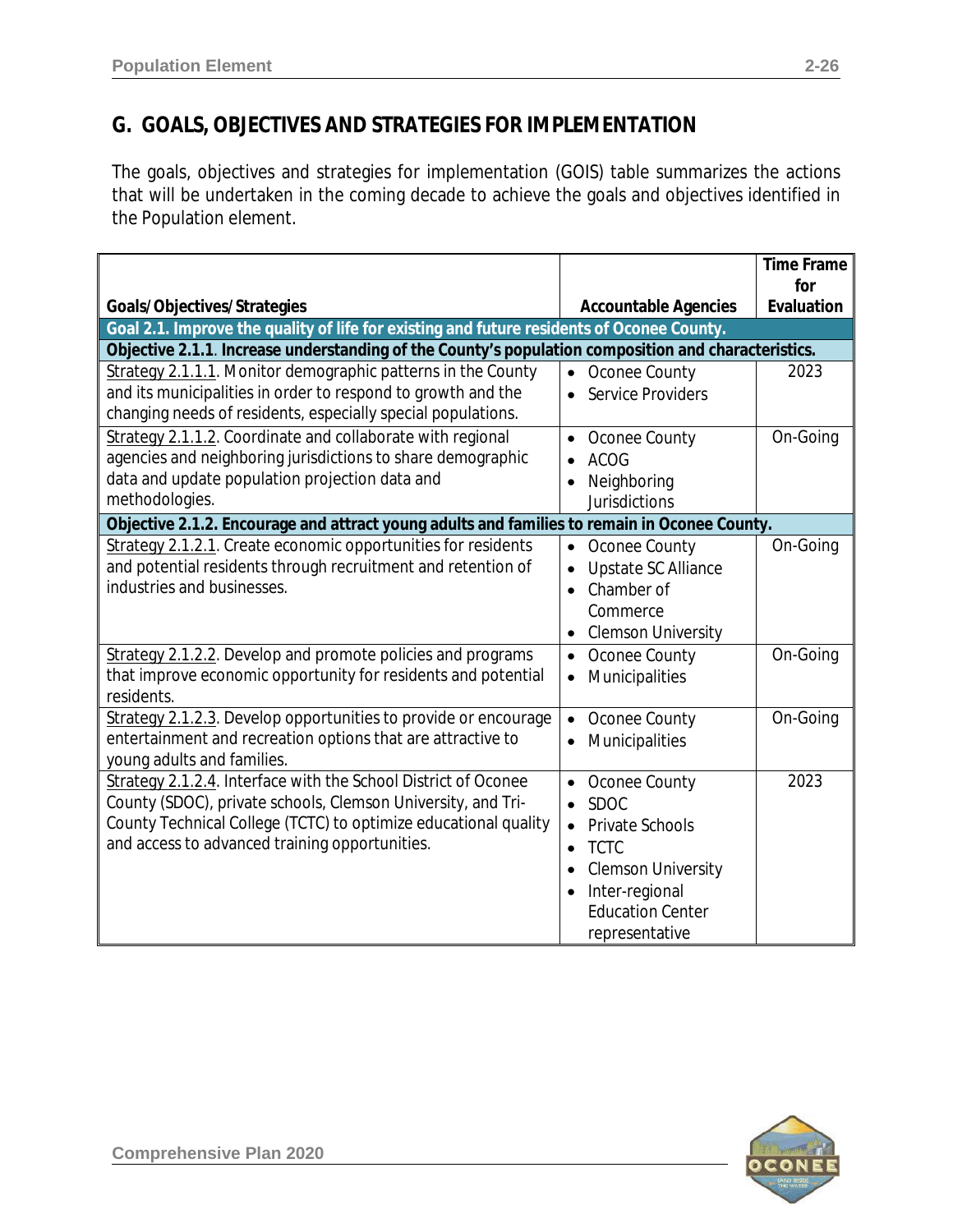## G. GOALS, OBJECTIVES AND STRATEGIES FOR IMPLEMENTATION

The goals, objectives and strategies for implementation (GOIS) table summarizes the actions that will be undertaken in the coming decade to achieve the goals and objectives identified in the Population element.

| Goals/Objectives/Strategies | Accountable Agencies | Time Frame for Evaluation |
|---|---|---|
| **Goal 2.1. Improve the quality of life for existing and future residents of Oconee County.** | | |
| **Objective 2.1.1. Increase understanding of the County's population composition and characteristics.** | | |
| Strategy 2.1.1.1. Monitor demographic patterns in the County and its municipalities in order to respond to growth and the changing needs of residents, especially special populations. | • Oconee County<br>• Service Providers | 2023 |
| Strategy 2.1.1.2. Coordinate and collaborate with regional agencies and neighboring jurisdictions to share demographic data and update population projection data and methodologies. | • Oconee County<br>• ACOG<br>• Neighboring Jurisdictions | On-Going |
| **Objective 2.1.2. Encourage and attract young adults and families to remain in Oconee County.** | | |
| Strategy 2.1.2.1. Create economic opportunities for residents and potential residents through recruitment and retention of industries and businesses. | • Oconee County<br>• Upstate SC Alliance<br>• Chamber of Commerce<br>• Clemson University | On-Going |
| Strategy 2.1.2.2. Develop and promote policies and programs that improve economic opportunity for residents and potential residents. | • Oconee County<br>• Municipalities | On-Going |
| Strategy 2.1.2.3. Develop opportunities to provide or encourage entertainment and recreation options that are attractive to young adults and families. | • Oconee County<br>• Municipalities | On-Going |
| Strategy 2.1.2.4. Interface with the School District of Oconee County (SDOC), private schools, Clemson University, and Tri-County Technical College (TCTC) to optimize educational quality and access to advanced training opportunities. | • Oconee County<br>• SDOC<br>• Private Schools<br>• TCTC<br>• Clemson University<br>• Inter-regional Education Center representative | 2023 |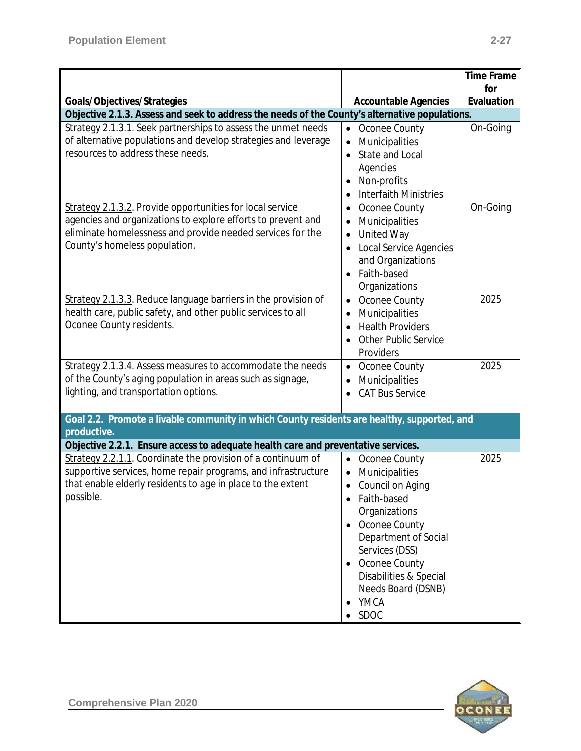| Goals/Objectives/Strategies | Accountable Agencies | Time Frame for Evaluation |
|---|---|---|
| **Objective 2.1.3. Assess and seek to address the needs of the County's alternative populations.** | | |
| Strategy 2.1.3.1. Seek partnerships to assess the unmet needs of alternative populations and develop strategies and leverage resources to address these needs. | • Oconee County<br>• Municipalities<br>• State and Local Agencies<br>• Non-profits<br>• Interfaith Ministries | On-Going |
| Strategy 2.1.3.2. Provide opportunities for local service agencies and organizations to explore efforts to prevent and eliminate homelessness and provide needed services for the County's homeless population. | • Oconee County<br>• Municipalities<br>• United Way<br>• Local Service Agencies and Organizations<br>• Faith-based Organizations | On-Going |
| Strategy 2.1.3.3. Reduce language barriers in the provision of health care, public safety, and other public services to all Oconee County residents. | • Oconee County<br>• Municipalities<br>• Health Providers<br>• Other Public Service Providers | 2025 |
| Strategy 2.1.3.4. Assess measures to accommodate the needs of the County's aging population in areas such as signage, lighting, and transportation options. | • Oconee County<br>• Municipalities<br>• CAT Bus Service | 2025 |
| **Goal 2.2. Promote a livable community in which County residents are healthy, supported, and productive.** | | |
| **Objective 2.2.1. Ensure access to adequate health care and preventative services.** | | |
| Strategy 2.2.1.1. Coordinate the provision of a continuum of supportive services, home repair programs, and infrastructure that enable elderly residents to age in place to the extent possible. | • Oconee County<br>• Municipalities<br>• Council on Aging<br>• Faith-based Organizations<br>• Oconee County Department of Social Services (DSS)<br>• Oconee County Disabilities & Special Needs Board (DSNB)<br>• YMCA<br>• SDOC | 2025 |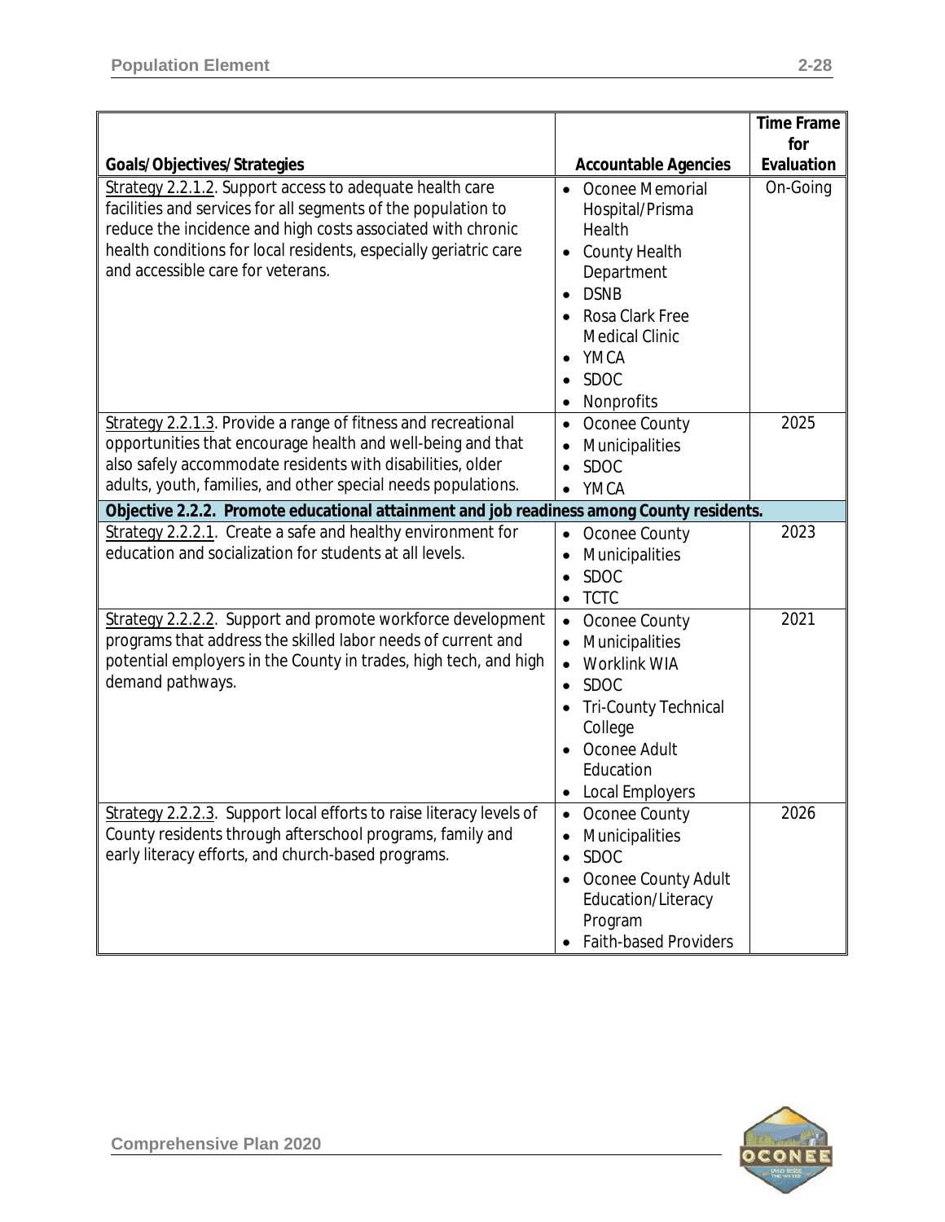| Goals/Objectives/Strategies | Accountable Agencies | Time Frame for Evaluation |
|---|---|---|
| Strategy 2.2.1.2. Support access to adequate health care facilities and services for all segments of the population to reduce the incidence and high costs associated with chronic health conditions for local residents, especially geriatric care and accessible care for veterans. | • Oconee Memorial Hospital/Prisma Health<br>• County Health Department<br>• DSNB<br>• Rosa Clark Free Medical Clinic<br>• YMCA<br>• SDOC<br>• Nonprofits | On-Going |
| Strategy 2.2.1.3. Provide a range of fitness and recreational opportunities that encourage health and well-being and that also safely accommodate residents with disabilities, older adults, youth, families, and other special needs populations. | • Oconee County<br>• Municipalities<br>• SDOC<br>• YMCA | 2025 |
| **Objective 2.2.2. Promote educational attainment and job readiness among County residents.** | | |
| Strategy 2.2.2.1. Create a safe and healthy environment for education and socialization for students at all levels. | • Oconee County<br>• Municipalities<br>• SDOC<br>• TCTC | 2023 |
| Strategy 2.2.2.2. Support and promote workforce development programs that address the skilled labor needs of current and potential employers in the County in trades, high tech, and high demand pathways. | • Oconee County<br>• Municipalities<br>• Worklink WIA<br>• SDOC<br>• Tri-County Technical College<br>• Oconee Adult Education<br>• Local Employers | 2021 |
| Strategy 2.2.2.3. Support local efforts to raise literacy levels of County residents through afterschool programs, family and early literacy efforts, and church-based programs. | • Oconee County<br>• Municipalities<br>• SDOC<br>• Oconee County Adult Education/Literacy Program<br>• Faith-based Providers | 2026 |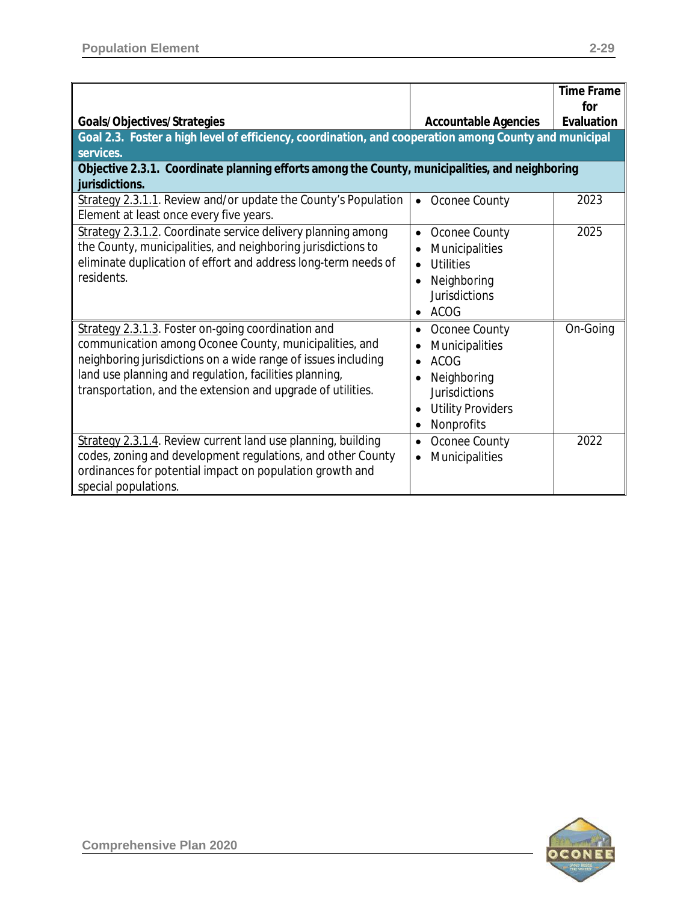| Goals/Objectives/Strategies | Accountable Agencies | Time Frame for Evaluation |
|---|---|---|
| **Goal 2.3. Foster a high level of efficiency, coordination, and cooperation among County and municipal services.** | | |
| **Objective 2.3.1. Coordinate planning efforts among the County, municipalities, and neighboring jurisdictions.** | | |
| Strategy 2.3.1.1. Review and/or update the County's Population Element at least once every five years. | • Oconee County | 2023 |
| Strategy 2.3.1.2. Coordinate service delivery planning among the County, municipalities, and neighboring jurisdictions to eliminate duplication of effort and address long-term needs of residents. | • Oconee County<br>• Municipalities<br>• Utilities<br>• Neighboring Jurisdictions<br>• ACOG | 2025 |
| Strategy 2.3.1.3. Foster on-going coordination and communication among Oconee County, municipalities, and neighboring jurisdictions on a wide range of issues including land use planning and regulation, facilities planning, transportation, and the extension and upgrade of utilities. | • Oconee County<br>• Municipalities<br>• ACOG<br>• Neighboring Jurisdictions<br>• Utility Providers<br>• Nonprofits | On-Going |
| Strategy 2.3.1.4. Review current land use planning, building codes, zoning and development regulations, and other County ordinances for potential impact on population growth and special populations. | • Oconee County<br>• Municipalities | 2022 |